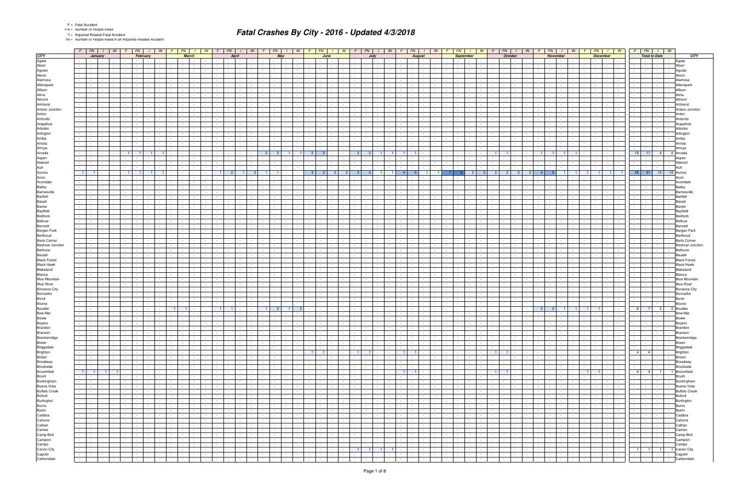F = Fatal Accident
FN = Number of People Killed
*I = Impaired Related Fatal Accident
*IN = Number of People Killed in an Impaired Related Accident

# Fatal Crashes By City - 2016 - Updated 4/3/2018

| CITY | January | | | | February | | | | March | | | | April | | | | May | | | | June | | | | July | | | | August | | | | September | | | | October | | | | November | | | | December | | | | Total to Date | | | | CITY |
|---|---|---|---|---|---|---|---|---|---|---|---|---|---|---|---|---|---|---|---|---|---|---|---|---|---|---|---|---|---|---|---|---|---|---|---|---|---|---|---|---|---|---|---|---|---|---|---|---|---|---|---|---|---|
| | F | FN | I | IN | F | FN | I | IN | F | FN | I | IN | F | FN | I | IN | F | FN | I | IN | F | FN | I | IN | F | FN | I | IN | F | FN | I | IN | F | FN | I | IN | F | FN | I | IN | F | FN | I | IN | F | FN | I | IN | F | FN | I | IN | |
| Agate | - | - | - | - | - | - | - | - | - | - | - | - | - | - | - | - | - | - | - | - | - | - | - | - | - | - | - | - | - | - | - | - | - | - | - | - | - | - | - | - | - | - | - | - | - | - | - | - | - | - | - | - | Agate |
| Abarr | - | - | - | - | - | - | - | - | - | - | - | - | - | - | - | - | - | - | - | - | - | - | - | - | - | - | - | - | - | - | - | - | - | - | - | - | - | - | - | - | - | - | - | - | - | - | - | - | - | - | - | - | Abarr |
| Aguilar | - | - | - | - | - | - | - | - | - | - | - | - | - | - | - | - | - | - | - | - | - | - | - | - | - | - | - | - | - | - | - | - | - | - | - | - | - | - | - | - | - | - | - | - | - | - | - | - | - | - | - | - | Aguilar |
| Akron | - | - | - | - | - | - | - | - | - | - | - | - | - | - | - | - | - | - | - | - | - | - | - | - | - | - | - | - | - | - | - | - | - | - | - | - | - | - | - | - | - | - | - | - | - | - | - | - | - | - | - | - | Akron |
| Alamosa | - | - | - | - | - | - | - | - | - | - | - | - | - | - | - | - | - | - | - | - | - | - | - | - | - | - | - | - | - | - | - | - | - | - | - | - | - | - | - | - | - | - | - | - | - | - | - | - | - | - | - | - | Alamosa |
| Allenspark | - | - | - | - | - | - | - | - | - | - | - | - | - | - | - | - | - | - | - | - | - | - | - | - | - | - | - | - | - | - | - | - | - | - | - | - | - | - | - | - | - | - | - | - | - | - | - | - | - | - | - | - | Allenspark |
| Allison | - | - | - | - | - | - | - | - | - | - | - | - | - | - | - | - | - | - | - | - | - | - | - | - | - | - | - | - | - | - | - | - | - | - | - | - | - | - | - | - | - | - | - | - | - | - | - | - | - | - | - | - | Allison |
| Alma | - | - | - | - | - | - | - | - | - | - | - | - | - | - | - | - | - | - | - | - | - | - | - | - | - | - | - | - | - | - | - | - | - | - | - | - | - | - | - | - | - | - | - | - | - | - | - | - | - | - | - | - | Alma |
| Almont | - | - | - | - | - | - | - | - | - | - | - | - | - | - | - | - | - | - | - | - | - | - | - | - | - | - | - | - | - | - | - | - | - | - | - | - | - | - | - | - | - | - | - | - | - | - | - | - | - | - | - | - | Almont |
| Amherst | - | - | - | - | - | - | - | - | - | - | - | - | - | - | - | - | - | - | - | - | - | - | - | - | - | - | - | - | - | - | - | - | - | - | - | - | - | - | - | - | - | - | - | - | - | - | - | - | - | - | - | - | Amherst |
| Antero Junction | - | - | - | - | - | - | - | - | - | - | - | - | - | - | - | - | - | - | - | - | - | - | - | - | - | - | - | - | - | - | - | - | - | - | - | - | - | - | - | - | - | - | - | - | - | - | - | - | - | - | - | - | Antero Junction |
| Anton | - | - | - | - | - | - | - | - | - | - | - | - | - | - | - | - | - | - | - | - | - | - | - | - | - | - | - | - | - | - | - | - | - | - | - | - | - | - | - | - | - | - | - | - | - | - | - | - | - | - | - | - | Anton |
| Antonito | - | - | - | - | - | - | - | - | - | - | - | - | - | - | - | - | - | - | - | - | - | - | - | - | - | - | - | - | - | - | - | - | - | - | - | - | - | - | - | - | - | - | - | - | - | - | - | - | - | - | - | - | Antonito |
| Arapahoe | - | - | - | - | - | - | - | - | - | - | - | - | - | - | - | - | - | - | - | - | - | - | - | - | - | - | - | - | - | - | - | - | - | - | - | - | - | - | - | - | - | - | - | - | - | - | - | - | - | - | - | - | Arapahoe |
| Arboles | - | - | - | - | - | - | - | - | - | - | - | - | - | - | - | - | - | - | - | - | - | - | - | - | - | - | - | - | - | - | - | - | - | - | - | - | - | - | - | - | - | - | - | - | - | - | - | - | - | - | - | - | Arboles |
| Arlington | - | - | - | - | - | - | - | - | - | - | - | - | - | - | - | - | - | - | - | - | - | - | - | - | - | - | - | - | - | - | - | - | - | - | - | - | - | - | - | - | - | - | - | - | - | - | - | - | - | - | - | - | Arlington |
| Arriba | - | - | - | - | - | - | - | - | - | - | - | - | - | - | - | - | - | - | - | - | - | - | - | - | - | - | - | - | - | - | - | - | - | - | - | - | - | - | - | - | - | - | - | - | - | - | - | - | - | - | - | - | Arriba |
| Arriola | - | - | - | - | - | - | - | - | - | - | - | - | - | - | - | - | - | - | - | - | - | - | - | - | - | - | - | - | - | - | - | - | - | - | - | - | - | - | - | - | - | - | - | - | - | - | - | - | - | - | - | - | Arriola |
| Arroya | - | - | - | - | - | - | - | - | - | - | - | - | - | - | - | - | - | - | - | - | - | - | - | - | - | - | - | - | - | - | - | - | - | - | - | - | - | - | - | - | - | - | - | - | - | - | - | - | - | - | - | - | Arroya |
| Arvada | - | - | - | - | 1 | 1 | 1 | 1 | - | - | - | - | - | - | - | - | 2 | 2 | 1 | 1 | 2 | 3 | - | - | 2 | 2 | 1 | 1 | 1 | 1 | - | - | - | - | - | - | 1 | 1 | - | - | 1 | 1 | 1 | 1 | - | - | - | - | 10 | 11 | 4 | 4 | Arvada |
| Aspen | - | - | - | - | - | - | - | - | - | - | - | - | - | - | - | - | - | - | - | - | - | - | - | - | - | - | - | - | - | - | - | - | - | - | - | - | - | - | - | - | - | - | - | - | - | - | - | - | - | - | - | - | Aspen |
| Atwood | - | - | - | - | - | - | - | - | - | - | - | - | - | - | - | - | - | - | - | - | - | - | - | - | - | - | - | - | - | - | - | - | - | - | - | - | - | - | - | - | - | - | - | - | - | - | - | - | - | - | - | - | Atwood |
| Ault | - | - | - | - | - | - | - | - | - | - | - | - | - | - | - | - | - | - | - | - | - | - | - | - | - | - | - | - | - | - | - | - | - | - | - | - | - | - | - | - | - | - | - | - | - | - | - | - | - | - | - | - | Ault |
| Aurora | 1 | 1 | - | - | 1 | 1 | 1 | 1 | - | - | - | - | 1 | 2 | 1 | 2 | 1 | 1 | - | - | 3 | 3 | 2 | 2 | 3 | 3 | 1 | 1 | 4 | 4 | 1 | 1 | 7 | 8 | 2 | 3 | 2 | 2 | 2 | 2 | 4 | 5 | 1 | 1 | 1 | 1 | 1 | 1 | 28 | 31 | 12 | 14 | Aurora |
| Avon | - | - | - | - | - | - | - | - | - | - | - | - | - | - | - | - | - | - | - | - | - | - | - | - | - | - | - | - | - | - | - | - | - | - | - | - | - | - | - | - | - | - | - | - | - | - | - | - | - | - | - | - | Avon |
| Avondale | - | - | - | - | - | - | - | - | - | - | - | - | - | - | - | - | - | - | - | - | - | - | - | - | - | - | - | - | - | - | - | - | - | - | - | - | - | - | - | - | - | - | - | - | - | - | - | - | - | - | - | - | Avondale |
| Bailey | - | - | - | - | - | - | - | - | - | - | - | - | - | - | - | - | - | - | - | - | - | - | - | - | - | - | - | - | - | - | - | - | - | - | - | - | - | - | - | - | - | - | - | - | - | - | - | - | - | - | - | - | Bailey |
| Barnesville | - | - | - | - | - | - | - | - | - | - | - | - | - | - | - | - | - | - | - | - | - | - | - | - | - | - | - | - | - | - | - | - | - | - | - | - | - | - | - | - | - | - | - | - | - | - | - | - | - | - | - | - | Barnesville |
| Bartlett | - | - | - | - | - | - | - | - | - | - | - | - | - | - | - | - | - | - | - | - | - | - | - | - | - | - | - | - | - | - | - | - | - | - | - | - | - | - | - | - | - | - | - | - | - | - | - | - | - | - | - | - | Bartlett |
| Basalt | - | - | - | - | - | - | - | - | - | - | - | - | - | - | - | - | - | - | - | - | - | - | - | - | - | - | - | - | - | - | - | - | - | - | - | - | - | - | - | - | - | - | - | - | - | - | - | - | - | - | - | - | Basalt |
| Baxter | - | - | - | - | - | - | - | - | - | - | - | - | - | - | - | - | - | - | - | - | - | - | - | - | - | - | - | - | - | - | - | - | - | - | - | - | - | - | - | - | - | - | - | - | - | - | - | - | - | - | - | - | Baxter |
| Bayfield | - | - | - | - | - | - | - | - | - | - | - | - | - | - | - | - | - | - | - | - | - | - | - | - | - | - | - | - | - | - | - | - | - | - | - | - | - | - | - | - | - | - | - | - | - | - | - | - | - | - | - | - | Bayfield |
| Bedrock | - | - | - | - | - | - | - | - | - | - | - | - | - | - | - | - | - | - | - | - | - | - | - | - | - | - | - | - | - | - | - | - | - | - | - | - | - | - | - | - | - | - | - | - | - | - | - | - | - | - | - | - | Bedrock |
| Bellvue | - | - | - | - | - | - | - | - | - | - | - | - | - | - | - | - | - | - | - | - | - | - | - | - | - | - | - | - | - | - | - | - | - | - | - | - | - | - | - | - | - | - | - | - | - | - | - | - | - | - | - | - | Bellvue |
| Bennett | - | - | - | - | - | - | - | - | - | - | - | - | - | - | - | - | - | - | - | - | - | - | - | - | - | - | - | - | - | - | - | - | - | - | - | - | - | - | - | - | - | - | - | - | - | - | - | - | - | - | - | - | Bennett |
| Bergen Park | - | - | - | - | - | - | - | - | - | - | - | - | - | - | - | - | - | - | - | - | - | - | - | - | - | - | - | - | - | - | - | - | - | - | - | - | - | - | - | - | - | - | - | - | - | - | - | - | - | - | - | - | Bergen Park |
| Berthoud | - | - | - | - | - | - | - | - | - | - | - | - | - | - | - | - | - | - | - | - | - | - | - | - | - | - | - | - | - | - | - | - | - | - | - | - | - | - | - | - | - | - | - | - | - | - | - | - | - | - | - | - | Berthoud |
| Berts Corner | - | - | - | - | - | - | - | - | - | - | - | - | - | - | - | - | - | - | - | - | - | - | - | - | - | - | - | - | - | - | - | - | - | - | - | - | - | - | - | - | - | - | - | - | - | - | - | - | - | - | - | - | Berts Corner |
| Beshoar Junction | - | - | - | - | - | - | - | - | - | - | - | - | - | - | - | - | - | - | - | - | - | - | - | - | - | - | - | - | - | - | - | - | - | - | - | - | - | - | - | - | - | - | - | - | - | - | - | - | - | - | - | - | Beshoar Junction |
| Bethune | - | - | - | - | - | - | - | - | - | - | - | - | - | - | - | - | - | - | - | - | - | - | - | - | - | - | - | - | - | - | - | - | - | - | - | - | - | - | - | - | - | - | - | - | - | - | - | - | - | - | - | - | Bethune |
| Beulah | - | - | - | - | - | - | - | - | - | - | - | - | - | - | - | - | - | - | - | - | - | - | - | - | - | - | - | - | - | - | - | - | - | - | - | - | - | - | - | - | - | - | - | - | - | - | - | - | - | - | - | - | Beulah |
| Black Forest | - | - | - | - | - | - | - | - | - | - | - | - | - | - | - | - | - | - | - | - | - | - | - | - | - | - | - | - | - | - | - | - | - | - | - | - | - | - | - | - | - | - | - | - | - | - | - | - | - | - | - | - | Black Forest |
| Black Hawk | - | - | - | - | - | - | - | - | - | - | - | - | - | - | - | - | - | - | - | - | - | - | - | - | - | - | - | - | - | - | - | - | - | - | - | - | - | - | - | - | - | - | - | - | - | - | - | - | - | - | - | - | Black Hawk |
| Blakeland | - | - | - | - | - | - | - | - | - | - | - | - | - | - | - | - | - | - | - | - | - | - | - | - | - | - | - | - | - | - | - | - | - | - | - | - | - | - | - | - | - | - | - | - | - | - | - | - | - | - | - | - | Blakeland |
| Blanca | - | - | - | - | - | - | - | - | - | - | - | - | - | - | - | - | - | - | - | - | - | - | - | - | - | - | - | - | - | - | - | - | - | - | - | - | - | - | - | - | - | - | - | - | - | - | - | - | - | - | - | - | Blanca |
| Blue Mountain | - | - | - | - | - | - | - | - | - | - | - | - | - | - | - | - | - | - | - | - | - | - | - | - | - | - | - | - | - | - | - | - | - | - | - | - | - | - | - | - | - | - | - | - | - | - | - | - | - | - | - | - | Blue Mountain |
| Blue River | - | - | - | - | - | - | - | - | - | - | - | - | - | - | - | - | - | - | - | - | - | - | - | - | - | - | - | - | - | - | - | - | - | - | - | - | - | - | - | - | - | - | - | - | - | - | - | - | - | - | - | - | Blue River |
| Bonanza City | - | - | - | - | - | - | - | - | - | - | - | - | - | - | - | - | - | - | - | - | - | - | - | - | - | - | - | - | - | - | - | - | - | - | - | - | - | - | - | - | - | - | - | - | - | - | - | - | - | - | - | - | Bonanza City |
| Boncarbo | - | - | - | - | - | - | - | - | - | - | - | - | - | - | - | - | - | - | - | - | - | - | - | - | - | - | - | - | - | - | - | - | - | - | - | - | - | - | - | - | - | - | - | - | - | - | - | - | - | - | - | - | Boncarbo |
| Bond | - | - | - | - | - | - | - | - | - | - | - | - | - | - | - | - | - | - | - | - | - | - | - | - | - | - | - | - | - | - | - | - | - | - | - | - | - | - | - | - | - | - | - | - | - | - | - | - | - | - | - | - | Bond |
| Boone | - | - | - | - | - | - | - | - | - | - | - | - | - | - | - | - | - | - | - | - | - | - | - | - | - | - | - | - | - | - | - | - | - | - | - | - | - | - | - | - | - | - | - | - | - | - | - | - | - | - | - | - | Boone |
| Boulder | - | - | - | - | - | - | - | - | 1 | 1 | - | - | 1 | 1 | - | - | 1 | 2 | 1 | 2 | - | - | - | - | - | - | - | - | - | - | - | - | - | - | - | - | - | - | - | - | 2 | 2 | 1 | 1 | 1 | 1 | - | - | 6 | 7 | 2 | 3 | Boulder |
| Bow Mar | - | - | - | - | - | - | - | - | - | - | - | - | - | - | - | - | - | - | - | - | - | - | - | - | - | - | - | - | - | - | - | - | - | - | - | - | - | - | - | - | - | - | - | - | - | - | - | - | - | - | - | - | Bow Mar |
| Bowie | - | - | - | - | - | - | - | - | - | - | - | - | - | - | - | - | - | - | - | - | - | - | - | - | - | - | - | - | - | - | - | - | - | - | - | - | - | - | - | - | - | - | - | - | - | - | - | - | - | - | - | - | Bowie |
| Boyero | - | - | - | - | - | - | - | - | - | - | - | - | - | - | - | - | - | - | - | - | - | - | - | - | - | - | - | - | - | - | - | - | - | - | - | - | - | - | - | - | - | - | - | - | - | - | - | - | - | - | - | - | Boyero |
| Brandon | - | - | - | - | - | - | - | - | - | - | - | - | - | - | - | - | - | - | - | - | - | - | - | - | - | - | - | - | - | - | - | - | - | - | - | - | - | - | - | - | - | - | - | - | - | - | - | - | - | - | - | - | Brandon |
| Branson | - | - | - | - | - | - | - | - | - | - | - | - | - | - | - | - | - | - | - | - | - | - | - | - | - | - | - | - | - | - | - | - | - | - | - | - | - | - | - | - | - | - | - | - | - | - | - | - | - | - | - | - | Branson |
| Breckenridge | - | - | - | - | - | - | - | - | - | - | - | - | - | - | - | - | - | - | - | - | - | - | - | - | - | - | - | - | - | - | - | - | - | - | - | - | - | - | - | - | - | - | - | - | - | - | - | - | - | - | - | - | Breckenridge |
| Breen | - | - | - | - | - | - | - | - | - | - | - | - | - | - | - | - | - | - | - | - | - | - | - | - | - | - | - | - | - | - | - | - | - | - | - | - | - | - | - | - | - | - | - | - | - | - | - | - | - | - | - | - | Breen |
| Briggsdale | - | - | - | - | - | - | - | - | - | - | - | - | - | - | - | - | - | - | - | - | - | - | - | - | - | - | - | - | - | - | - | - | - | - | - | - | - | - | - | - | - | - | - | - | - | - | - | - | - | - | - | - | Briggsdale |
| Brighton | - | - | - | - | - | - | - | - | - | - | - | - | - | - | - | - | - | - | - | - | 1 | 1 | - | - | 1 | 1 | - | - | 1 | 1 | - | - | - | - | - | - | 1 | 1 | - | - | - | - | - | - | - | - | - | - | 4 | 4 | - | - | Brighton |
| Bristol | - | - | - | - | - | - | - | - | - | - | - | - | - | - | - | - | - | - | - | - | - | - | - | - | - | - | - | - | - | - | - | - | - | - | - | - | - | - | - | - | - | - | - | - | - | - | - | - | - | - | - | - | Bristol |
| Broadway | - | - | - | - | - | - | - | - | - | - | - | - | - | - | - | - | - | - | - | - | - | - | - | - | - | - | - | - | - | - | - | - | - | - | - | - | - | - | - | - | - | - | - | - | - | - | - | - | - | - | - | - | Broadway |
| Brookside | - | - | - | - | - | - | - | - | - | - | - | - | - | - | - | - | - | - | - | - | - | - | - | - | - | - | - | - | - | - | - | - | - | - | - | - | - | - | - | - | - | - | - | - | - | - | - | - | - | - | - | - | Brookside |
| Broomfield | 1 | 1 | 1 | 1 | - | - | - | - | - | - | - | - | - | - | - | - | - | - | - | - | - | - | - | - | - | - | - | - | 1 | 1 | - | - | - | - | - | - | 1 | 1 | - | - | - | - | - | - | 1 | 1 | - | - | 4 | 4 | 1 | 1 | Broomfield |
| Brush | - | - | - | - | - | - | - | - | - | - | - | - | - | - | - | - | - | - | - | - | - | - | - | - | - | - | - | - | - | - | - | - | - | - | - | - | - | - | - | - | - | - | - | - | - | - | - | - | - | - | - | - | Brush |
| Buckingham | - | - | - | - | - | - | - | - | - | - | - | - | - | - | - | - | - | - | - | - | - | - | - | - | - | - | - | - | - | - | - | - | - | - | - | - | - | - | - | - | - | - | - | - | - | - | - | - | - | - | - | - | Buckingham |
| Buena Vista | - | - | - | - | - | - | - | - | - | - | - | - | - | - | - | - | - | - | - | - | - | - | - | - | - | - | - | - | - | - | - | - | - | - | - | - | - | - | - | - | - | - | - | - | - | - | - | - | - | - | - | - | Buena Vista |
| Buffalo Creek | - | - | - | - | - | - | - | - | - | - | - | - | - | - | - | - | - | - | - | - | - | - | - | - | - | - | - | - | - | - | - | - | - | - | - | - | - | - | - | - | - | - | - | - | - | - | - | - | - | - | - | - | Buffalo Creek |
| Buford | - | - | - | - | - | - | - | - | - | - | - | - | - | - | - | - | - | - | - | - | - | - | - | - | - | - | - | - | - | - | - | - | - | - | - | - | - | - | - | - | - | - | - | - | - | - | - | - | - | - | - | - | Buford |
| Burlington | - | - | - | - | - | - | - | - | - | - | - | - | - | - | - | - | - | - | - | - | - | - | - | - | - | - | - | - | - | - | - | - | - | - | - | - | - | - | - | - | - | - | - | - | - | - | - | - | - | - | - | - | Burlington |
| Burns | - | - | - | - | - | - | - | - | - | - | - | - | - | - | - | - | - | - | - | - | - | - | - | - | - | - | - | - | - | - | - | - | - | - | - | - | - | - | - | - | - | - | - | - | - | - | - | - | - | - | - | - | Burns |
| Byers | - | - | - | - | - | - | - | - | - | - | - | - | - | - | - | - | - | - | - | - | - | - | - | - | - | - | - | - | - | - | - | - | - | - | - | - | - | - | - | - | - | - | - | - | - | - | - | - | - | - | - | - | Byers |
| Caddoa | - | - | - | - | - | - | - | - | - | - | - | - | - | - | - | - | - | - | - | - | - | - | - | - | - | - | - | - | - | - | - | - | - | - | - | - | - | - | - | - | - | - | - | - | - | - | - | - | - | - | - | - | Caddoa |
| Cahone | - | - | - | - | - | - | - | - | - | - | - | - | - | - | - | - | - | - | - | - | - | - | - | - | - | - | - | - | - | - | - | - | - | - | - | - | - | - | - | - | - | - | - | - | - | - | - | - | - | - | - | - | Cahone |
| Calhan | - | - | - | - | - | - | - | - | - | - | - | - | - | - | - | - | - | - | - | - | - | - | - | - | - | - | - | - | - | - | - | - | - | - | - | - | - | - | - | - | - | - | - | - | - | - | - | - | - | - | - | - | Calhan |
| Cameo | - | - | - | - | - | - | - | - | - | - | - | - | - | - | - | - | - | - | - | - | - | - | - | - | - | - | - | - | - | - | - | - | - | - | - | - | - | - | - | - | - | - | - | - | - | - | - | - | - | - | - | - | Cameo |
| Camp Bird | - | - | - | - | - | - | - | - | - | - | - | - | - | - | - | - | - | - | - | - | - | - | - | - | - | - | - | - | - | - | - | - | - | - | - | - | - | - | - | - | - | - | - | - | - | - | - | - | - | - | - | - | Camp Bird |
| Campion | - | - | - | - | - | - | - | - | - | - | - | - | - | - | - | - | - | - | - | - | - | - | - | - | - | - | - | - | - | - | - | - | - | - | - | - | - | - | - | - | - | - | - | - | - | - | - | - | - | - | - | - | Campion |
| Campo | - | - | - | - | - | - | - | - | - | - | - | - | - | - | - | - | - | - | - | - | - | - | - | - | - | - | - | - | - | - | - | - | - | - | - | - | - | - | - | - | - | - | - | - | - | - | - | - | - | - | - | - | Campo |
| Canon City | - | - | - | - | - | - | - | - | - | - | - | - | - | - | - | - | - | - | - | - | - | - | - | - | 1 | 1 | 1 | 1 | - | - | - | - | - | - | - | - | - | - | - | - | - | - | - | - | - | - | - | - | 1 | 1 | 1 | 1 | Canon City |
| Capulin | - | - | - | - | - | - | - | - | - | - | - | - | - | - | - | - | - | - | - | - | - | - | - | - | - | - | - | - | - | - | - | - | - | - | - | - | - | - | - | - | - | - | - | - | - | - | - | - | - | - | - | - | Capulin |
| Carbondale | - | - | - | - | - | - | - | - | - | - | - | - | - | - | - | - | - | - | - | - | - | - | - | - | - | - | - | - | - | - | - | - | - | - | - | - | - | - | - | - | - | - | - | - | - | - | - | - | - | - | - | - | Carbondale |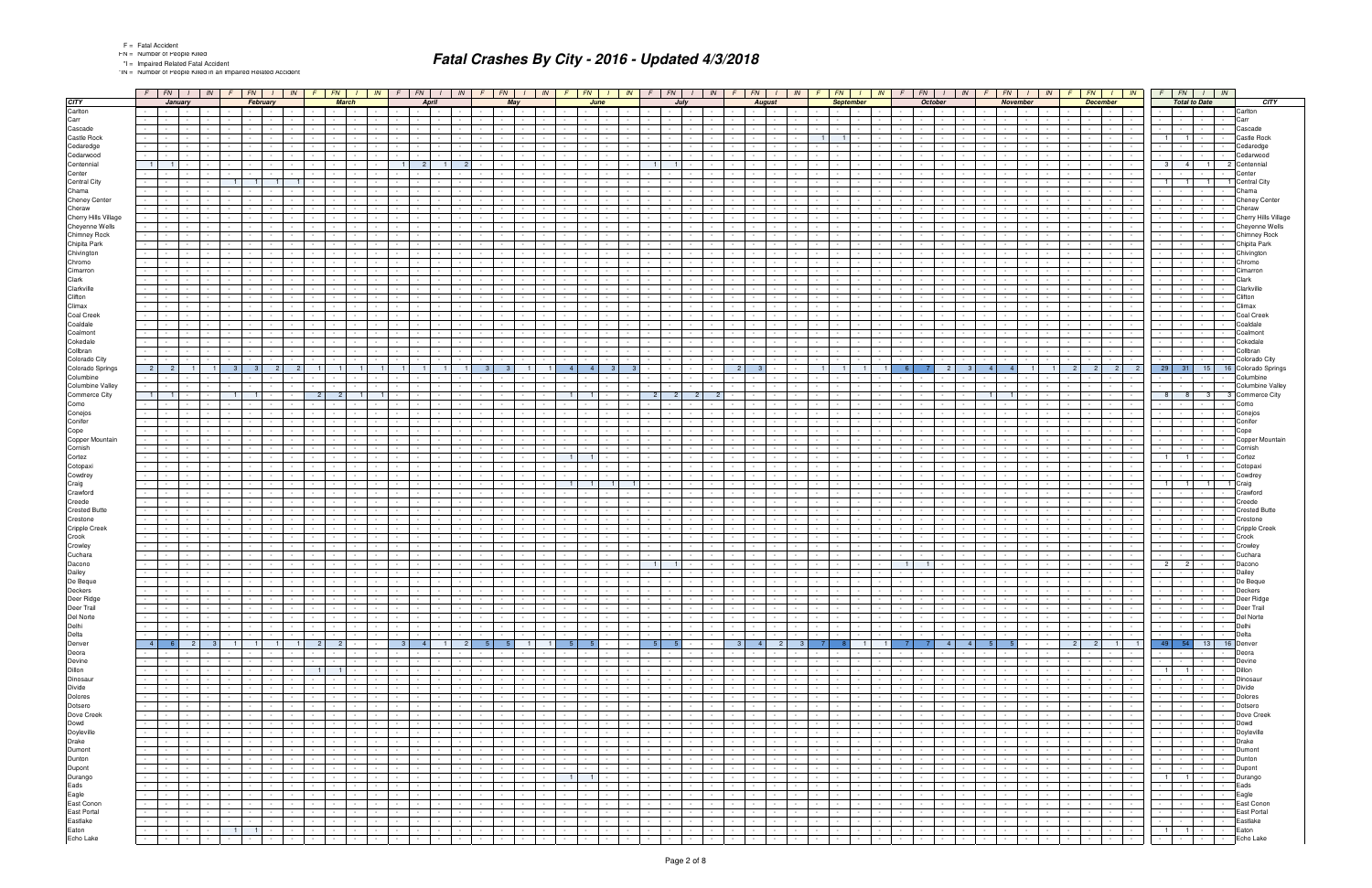F = Fatal Accident
FN = Number of People Killed
*I = Impaired Related Fatal Accident
*IN = Number of People Killed in an Impaired Related Accident

# Fatal Crashes By City - 2016 - Updated 4/3/2018

| CITY | January | | | | February | | | | March | | | | April | | | | May | | | | June | | | | July | | | | August | | | | September | | | | October | | | | November | | | | December | | | | Total to Date | | | | CITY |
|---|---|---|---|---|---|---|---|---|---|---|---|---|---|---|---|---|---|---|---|---|---|---|---|---|---|---|---|---|---|---|---|---|---|---|---|---|---|---|---|---|---|---|---|---|---|---|---|---|---|---|---|---|---|
| | F | FN | I | IN | F | FN | I | IN | F | FN | I | IN | F | FN | I | IN | F | FN | I | IN | F | FN | I | IN | F | FN | I | IN | F | FN | I | IN | F | FN | I | IN | F | FN | I | IN | F | FN | I | IN | F | FN | I | IN | F | FN | I | IN | |
| Carlton | - | - | - | - | - | - | - | - | - | - | - | - | - | - | - | - | - | - | - | - | - | - | - | - | - | - | - | - | - | - | - | - | - | - | - | - | - | - | - | - | - | - | - | - | - | - | - | - | - | - | - | - | Carlton |
| Carr | - | - | - | - | - | - | - | - | - | - | - | - | - | - | - | - | - | - | - | - | - | - | - | - | - | - | - | - | - | - | - | - | - | - | - | - | - | - | - | - | - | - | - | - | - | - | - | - | - | - | - | - | Carr |
| Cascade | - | - | - | - | - | - | - | - | - | - | - | - | - | - | - | - | - | - | - | - | - | - | - | - | - | - | - | - | - | - | - | - | - | - | - | - | - | - | - | - | - | - | - | - | - | - | - | - | - | - | - | - | Cascade |
| Castle Rock | - | - | - | - | - | - | - | - | - | - | - | - | - | - | - | - | - | - | - | - | - | - | - | - | - | - | - | - | - | - | - | - | 1 | 1 | - | - | - | - | - | - | - | - | - | - | - | - | - | - | 1 | 1 | - | - | Castle Rock |
| Cedaredge | - | - | - | - | - | - | - | - | - | - | - | - | - | - | - | - | - | - | - | - | - | - | - | - | - | - | - | - | - | - | - | - | - | - | - | - | - | - | - | - | - | - | - | - | - | - | - | - | - | - | - | - | Cedaredge |
| Cedarwood | - | - | - | - | - | - | - | - | - | - | - | - | - | - | - | - | - | - | - | - | - | - | - | - | - | - | - | - | - | - | - | - | - | - | - | - | - | - | - | - | - | - | - | - | - | - | - | - | - | - | - | - | Cedarwood |
| Centennial | 1 | 1 | - | - | - | - | - | - | - | - | - | - | 1 | 2 | 1 | 2 | - | - | - | - | - | - | - | - | 1 | 1 | - | - | - | - | - | - | - | - | - | - | - | - | - | - | - | - | - | - | - | - | - | - | 3 | 4 | 1 | 2 | Centennial |
| Center | - | - | - | - | - | - | - | - | - | - | - | - | - | - | - | - | - | - | - | - | - | - | - | - | - | - | - | - | - | - | - | - | - | - | - | - | - | - | - | - | - | - | - | - | - | - | - | - | - | - | - | - | Center |
| Central City | - | - | - | - | 1 | 1 | 1 | 1 | - | - | - | - | - | - | - | - | - | - | - | - | - | - | - | - | - | - | - | - | - | - | - | - | - | - | - | - | - | - | - | - | - | - | - | - | - | - | - | - | 1 | 1 | 1 | 1 | Central City |
| Chama | - | - | - | - | - | - | - | - | - | - | - | - | - | - | - | - | - | - | - | - | - | - | - | - | - | - | - | - | - | - | - | - | - | - | - | - | - | - | - | - | - | - | - | - | - | - | - | - | - | - | - | - | Chama |
| Cheney Center | - | - | - | - | - | - | - | - | - | - | - | - | - | - | - | - | - | - | - | - | - | - | - | - | - | - | - | - | - | - | - | - | - | - | - | - | - | - | - | - | - | - | - | - | - | - | - | - | - | - | - | - | Cheney Center |
| Cheraw | - | - | - | - | - | - | - | - | - | - | - | - | - | - | - | - | - | - | - | - | - | - | - | - | - | - | - | - | - | - | - | - | - | - | - | - | - | - | - | - | - | - | - | - | - | - | - | - | - | - | - | - | Cheraw |
| Cherry Hills Village | - | - | - | - | - | - | - | - | - | - | - | - | - | - | - | - | - | - | - | - | - | - | - | - | - | - | - | - | - | - | - | - | - | - | - | - | - | - | - | - | - | - | - | - | - | - | - | - | - | - | - | - | Cherry Hills Village |
| Cheyenne Wells | - | - | - | - | - | - | - | - | - | - | - | - | - | - | - | - | - | - | - | - | - | - | - | - | - | - | - | - | - | - | - | - | - | - | - | - | - | - | - | - | - | - | - | - | - | - | - | - | - | - | - | - | Cheyenne Wells |
| Chimney Rock | - | - | - | - | - | - | - | - | - | - | - | - | - | - | - | - | - | - | - | - | - | - | - | - | - | - | - | - | - | - | - | - | - | - | - | - | - | - | - | - | - | - | - | - | - | - | - | - | - | - | - | - | Chimney Rock |
| Chipita Park | - | - | - | - | - | - | - | - | - | - | - | - | - | - | - | - | - | - | - | - | - | - | - | - | - | - | - | - | - | - | - | - | - | - | - | - | - | - | - | - | - | - | - | - | - | - | - | - | - | - | - | - | Chipita Park |
| Chivington | - | - | - | - | - | - | - | - | - | - | - | - | - | - | - | - | - | - | - | - | - | - | - | - | - | - | - | - | - | - | - | - | - | - | - | - | - | - | - | - | - | - | - | - | - | - | - | - | - | - | - | - | Chivington |
| Chromo | - | - | - | - | - | - | - | - | - | - | - | - | - | - | - | - | - | - | - | - | - | - | - | - | - | - | - | - | - | - | - | - | - | - | - | - | - | - | - | - | - | - | - | - | - | - | - | - | - | - | - | - | Chromo |
| Cimarron | - | - | - | - | - | - | - | - | - | - | - | - | - | - | - | - | - | - | - | - | - | - | - | - | - | - | - | - | - | - | - | - | - | - | - | - | - | - | - | - | - | - | - | - | - | - | - | - | - | - | - | - | Cimarron |
| Clark | - | - | - | - | - | - | - | - | - | - | - | - | - | - | - | - | - | - | - | - | - | - | - | - | - | - | - | - | - | - | - | - | - | - | - | - | - | - | - | - | - | - | - | - | - | - | - | - | - | - | - | - | Clark |
| Clarkville | - | - | - | - | - | - | - | - | - | - | - | - | - | - | - | - | - | - | - | - | - | - | - | - | - | - | - | - | - | - | - | - | - | - | - | - | - | - | - | - | - | - | - | - | - | - | - | - | - | - | - | - | Clarkville |
| Clifton | - | - | - | - | - | - | - | - | - | - | - | - | - | - | - | - | - | - | - | - | - | - | - | - | - | - | - | - | - | - | - | - | - | - | - | - | - | - | - | - | - | - | - | - | - | - | - | - | - | - | - | - | Clifton |
| Climax | - | - | - | - | - | - | - | - | - | - | - | - | - | - | - | - | - | - | - | - | - | - | - | - | - | - | - | - | - | - | - | - | - | - | - | - | - | - | - | - | - | - | - | - | - | - | - | - | - | - | - | - | Climax |
| Coal Creek | - | - | - | - | - | - | - | - | - | - | - | - | - | - | - | - | - | - | - | - | - | - | - | - | - | - | - | - | - | - | - | - | - | - | - | - | - | - | - | - | - | - | - | - | - | - | - | - | - | - | - | - | Coal Creek |
| Coaldale | - | - | - | - | - | - | - | - | - | - | - | - | - | - | - | - | - | - | - | - | - | - | - | - | - | - | - | - | - | - | - | - | - | - | - | - | - | - | - | - | - | - | - | - | - | - | - | - | - | - | - | - | Coaldale |
| Coalmont | - | - | - | - | - | - | - | - | - | - | - | - | - | - | - | - | - | - | - | - | - | - | - | - | - | - | - | - | - | - | - | - | - | - | - | - | - | - | - | - | - | - | - | - | - | - | - | - | - | - | - | - | Coalmont |
| Cokedale | - | - | - | - | - | - | - | - | - | - | - | - | - | - | - | - | - | - | - | - | - | - | - | - | - | - | - | - | - | - | - | - | - | - | - | - | - | - | - | - | - | - | - | - | - | - | - | - | - | - | - | - | Cokedale |
| Collbran | - | - | - | - | - | - | - | - | - | - | - | - | - | - | - | - | - | - | - | - | - | - | - | - | - | - | - | - | - | - | - | - | - | - | - | - | - | - | - | - | - | - | - | - | - | - | - | - | - | - | - | - | Collbran |
| Colorado City | - | - | - | - | - | - | - | - | - | - | - | - | - | - | - | - | - | - | - | - | - | - | - | - | - | - | - | - | - | - | - | - | - | - | - | - | - | - | - | - | - | - | - | - | - | - | - | - | - | - | - | - | Colorado City |
| Colorado Springs | 2 | 2 | 1 | 1 | 3 | 3 | 2 | 2 | 1 | 1 | 1 | 1 | 1 | 1 | 1 | 1 | 3 | 3 | 1 | 1 | 4 | 4 | 3 | 3 | - | - | - | - | 2 | 3 | - | - | 1 | 1 | 1 | 1 | 6 | 7 | 2 | 3 | 4 | 4 | 1 | 1 | 2 | 2 | 2 | 2 | 29 | 31 | 15 | 16 | Colorado Springs |
| Columbine | - | - | - | - | - | - | - | - | - | - | - | - | - | - | - | - | - | - | - | - | - | - | - | - | - | - | - | - | - | - | - | - | - | - | - | - | - | - | - | - | - | - | - | - | - | - | - | - | - | - | - | - | Columbine |
| Columbine Valley | - | - | - | - | - | - | - | - | - | - | - | - | - | - | - | - | - | - | - | - | - | - | - | - | - | - | - | - | - | - | - | - | - | - | - | - | - | - | - | - | - | - | - | - | - | - | - | - | - | - | - | - | Columbine Valley |
| Commerce City | 1 | 1 | - | - | 1 | 1 | - | - | 2 | 2 | 1 | 1 | - | - | - | - | - | - | - | - | 1 | 1 | - | - | 2 | 2 | 2 | 2 | - | - | - | - | - | - | - | - | - | - | - | - | 1 | 1 | - | - | - | - | - | - | 8 | 8 | 3 | 3 | Commerce City |
| Como | - | - | - | - | - | - | - | - | - | - | - | - | - | - | - | - | - | - | - | - | - | - | - | - | - | - | - | - | - | - | - | - | - | - | - | - | - | - | - | - | - | - | - | - | - | - | - | - | - | - | - | - | Como |
| Conejos | - | - | - | - | - | - | - | - | - | - | - | - | - | - | - | - | - | - | - | - | - | - | - | - | - | - | - | - | - | - | - | - | - | - | - | - | - | - | - | - | - | - | - | - | - | - | - | - | - | - | - | - | Conejos |
| Conifer | - | - | - | - | - | - | - | - | - | - | - | - | - | - | - | - | - | - | - | - | - | - | - | - | - | - | - | - | - | - | - | - | - | - | - | - | - | - | - | - | - | - | - | - | - | - | - | - | - | - | - | - | Conifer |
| Cope | - | - | - | - | - | - | - | - | - | - | - | - | - | - | - | - | - | - | - | - | - | - | - | - | - | - | - | - | - | - | - | - | - | - | - | - | - | - | - | - | - | - | - | - | - | - | - | - | - | - | - | - | Cope |
| Copper Mountain | - | - | - | - | - | - | - | - | - | - | - | - | - | - | - | - | - | - | - | - | - | - | - | - | - | - | - | - | - | - | - | - | - | - | - | - | - | - | - | - | - | - | - | - | - | - | - | - | - | - | - | - | Copper Mountain |
| Cornish | - | - | - | - | - | - | - | - | - | - | - | - | - | - | - | - | - | - | - | - | - | - | - | - | - | - | - | - | - | - | - | - | - | - | - | - | - | - | - | - | - | - | - | - | - | - | - | - | - | - | - | - | Cornish |
| Cortez | - | - | - | - | - | - | - | - | - | - | - | - | - | - | - | - | - | - | - | - | 1 | 1 | - | - | - | - | - | - | - | - | - | - | - | - | - | - | - | - | - | - | - | - | - | - | - | - | - | - | 1 | 1 | - | - | Cortez |
| Cotopaxi | - | - | - | - | - | - | - | - | - | - | - | - | - | - | - | - | - | - | - | - | - | - | - | - | - | - | - | - | - | - | - | - | - | - | - | - | - | - | - | - | - | - | - | - | - | - | - | - | - | - | - | - | Cotopaxi |
| Cowdrey | - | - | - | - | - | - | - | - | - | - | - | - | - | - | - | - | - | - | - | - | - | - | - | - | - | - | - | - | - | - | - | - | - | - | - | - | - | - | - | - | - | - | - | - | - | - | - | - | - | - | - | - | Cowdrey |
| Craig | - | - | - | - | - | - | - | - | - | - | - | - | - | - | - | - | - | - | - | - | 1 | 1 | 1 | 1 | - | - | - | - | - | - | - | - | - | - | - | - | - | - | - | - | - | - | - | - | - | - | - | - | 1 | 1 | 1 | 1 | Craig |
| Crawford | - | - | - | - | - | - | - | - | - | - | - | - | - | - | - | - | - | - | - | - | - | - | - | - | - | - | - | - | - | - | - | - | - | - | - | - | - | - | - | - | - | - | - | - | - | - | - | - | - | - | - | - | Crawford |
| Creede | - | - | - | - | - | - | - | - | - | - | - | - | - | - | - | - | - | - | - | - | - | - | - | - | - | - | - | - | - | - | - | - | - | - | - | - | - | - | - | - | - | - | - | - | - | - | - | - | - | - | - | - | Creede |
| Crested Butte | - | - | - | - | - | - | - | - | - | - | - | - | - | - | - | - | - | - | - | - | - | - | - | - | - | - | - | - | - | - | - | - | - | - | - | - | - | - | - | - | - | - | - | - | - | - | - | - | - | - | - | - | Crested Butte |
| Crestone | - | - | - | - | - | - | - | - | - | - | - | - | - | - | - | - | - | - | - | - | - | - | - | - | - | - | - | - | - | - | - | - | - | - | - | - | - | - | - | - | - | - | - | - | - | - | - | - | - | - | - | - | Crestone |
| Cripple Creek | - | - | - | - | - | - | - | - | - | - | - | - | - | - | - | - | - | - | - | - | - | - | - | - | - | - | - | - | - | - | - | - | - | - | - | - | - | - | - | - | - | - | - | - | - | - | - | - | - | - | - | - | Cripple Creek |
| Crook | - | - | - | - | - | - | - | - | - | - | - | - | - | - | - | - | - | - | - | - | - | - | - | - | - | - | - | - | - | - | - | - | - | - | - | - | - | - | - | - | - | - | - | - | - | - | - | - | - | - | - | - | Crook |
| Crowley | - | - | - | - | - | - | - | - | - | - | - | - | - | - | - | - | - | - | - | - | - | - | - | - | - | - | - | - | - | - | - | - | - | - | - | - | - | - | - | - | - | - | - | - | - | - | - | - | - | - | - | - | Crowley |
| Cuchara | - | - | - | - | - | - | - | - | - | - | - | - | - | - | - | - | - | - | - | - | - | - | - | - | - | - | - | - | - | - | - | - | - | - | - | - | - | - | - | - | - | - | - | - | - | - | - | - | - | - | - | - | Cuchara |
| Dacono | - | - | - | - | - | - | - | - | - | - | - | - | - | - | - | - | - | - | - | - | - | - | - | - | 1 | 1 | - | - | - | - | - | - | - | - | - | - | 1 | 1 | - | - | - | - | - | - | - | - | - | - | 2 | 2 | - | - | Dacono |
| Dailey | - | - | - | - | - | - | - | - | - | - | - | - | - | - | - | - | - | - | - | - | - | - | - | - | - | - | - | - | - | - | - | - | - | - | - | - | - | - | - | - | - | - | - | - | - | - | - | - | - | - | - | - | Dailey |
| De Beque | - | - | - | - | - | - | - | - | - | - | - | - | - | - | - | - | - | - | - | - | - | - | - | - | - | - | - | - | - | - | - | - | - | - | - | - | - | - | - | - | - | - | - | - | - | - | - | - | - | - | - | - | De Beque |
| Deckers | - | - | - | - | - | - | - | - | - | - | - | - | - | - | - | - | - | - | - | - | - | - | - | - | - | - | - | - | - | - | - | - | - | - | - | - | - | - | - | - | - | - | - | - | - | - | - | - | - | - | - | - | Deckers |
| Deer Ridge | - | - | - | - | - | - | - | - | - | - | - | - | - | - | - | - | - | - | - | - | - | - | - | - | - | - | - | - | - | - | - | - | - | - | - | - | - | - | - | - | - | - | - | - | - | - | - | - | - | - | - | - | Deer Ridge |
| Deer Trail | - | - | - | - | - | - | - | - | - | - | - | - | - | - | - | - | - | - | - | - | - | - | - | - | - | - | - | - | - | - | - | - | - | - | - | - | - | - | - | - | - | - | - | - | - | - | - | - | - | - | - | - | Deer Trail |
| Del Norte | - | - | - | - | - | - | - | - | - | - | - | - | - | - | - | - | - | - | - | - | - | - | - | - | - | - | - | - | - | - | - | - | - | - | - | - | - | - | - | - | - | - | - | - | - | - | - | - | - | - | - | - | Del Norte |
| Delhi | - | - | - | - | - | - | - | - | - | - | - | - | - | - | - | - | - | - | - | - | - | - | - | - | - | - | - | - | - | - | - | - | - | - | - | - | - | - | - | - | - | - | - | - | - | - | - | - | - | - | - | - | Delhi |
| Delta | - | - | - | - | - | - | - | - | - | - | - | - | - | - | - | - | - | - | - | - | - | - | - | - | - | - | - | - | - | - | - | - | - | - | - | - | - | - | - | - | - | - | - | - | - | - | - | - | - | - | - | - | Delta |
| Denver | 4 | 6 | 2 | 3 | 1 | 1 | 1 | 1 | 2 | 2 | - | - | 3 | 4 | 1 | 2 | 5 | 5 | 1 | 1 | 5 | 5 | - | - | 5 | 5 | - | - | 3 | 4 | 2 | 3 | 7 | 8 | 1 | 1 | 7 | 7 | 4 | 4 | 5 | 5 | - | - | 2 | 2 | 1 | 1 | 49 | 54 | 13 | 16 | Denver |
| Deora | - | - | - | - | - | - | - | - | - | - | - | - | - | - | - | - | - | - | - | - | - | - | - | - | - | - | - | - | - | - | - | - | - | - | - | - | - | - | - | - | - | - | - | - | - | - | - | - | - | - | - | - | Deora |
| Devine | - | - | - | - | - | - | - | - | - | - | - | - | - | - | - | - | - | - | - | - | - | - | - | - | - | - | - | - | - | - | - | - | - | - | - | - | - | - | - | - | - | - | - | - | - | - | - | - | - | - | - | - | Devine |
| Dillon | - | - | - | - | - | - | - | - | 1 | 1 | - | - | - | - | - | - | - | - | - | - | - | - | - | - | - | - | - | - | - | - | - | - | - | - | - | - | - | - | - | - | - | - | - | - | - | - | - | - | 1 | 1 | - | - | Dillon |
| Dinosaur | - | - | - | - | - | - | - | - | - | - | - | - | - | - | - | - | - | - | - | - | - | - | - | - | - | - | - | - | - | - | - | - | - | - | - | - | - | - | - | - | - | - | - | - | - | - | - | - | - | - | - | - | Dinosaur |
| Divide | - | - | - | - | - | - | - | - | - | - | - | - | - | - | - | - | - | - | - | - | - | - | - | - | - | - | - | - | - | - | - | - | - | - | - | - | - | - | - | - | - | - | - | - | - | - | - | - | - | - | - | - | Divide |
| Dolores | - | - | - | - | - | - | - | - | - | - | - | - | - | - | - | - | - | - | - | - | - | - | - | - | - | - | - | - | - | - | - | - | - | - | - | - | - | - | - | - | - | - | - | - | - | - | - | - | - | - | - | - | Dolores |
| Dotsero | - | - | - | - | - | - | - | - | - | - | - | - | - | - | - | - | - | - | - | - | - | - | - | - | - | - | - | - | - | - | - | - | - | - | - | - | - | - | - | - | - | - | - | - | - | - | - | - | - | - | - | - | Dotsero |
| Dove Creek | - | - | - | - | - | - | - | - | - | - | - | - | - | - | - | - | - | - | - | - | - | - | - | - | - | - | - | - | - | - | - | - | - | - | - | - | - | - | - | - | - | - | - | - | - | - | - | - | - | - | - | - | Dove Creek |
| Dowd | - | - | - | - | - | - | - | - | - | - | - | - | - | - | - | - | - | - | - | - | - | - | - | - | - | - | - | - | - | - | - | - | - | - | - | - | - | - | - | - | - | - | - | - | - | - | - | - | - | - | - | - | Dowd |
| Doyleville | - | - | - | - | - | - | - | - | - | - | - | - | - | - | - | - | - | - | - | - | - | - | - | - | - | - | - | - | - | - | - | - | - | - | - | - | - | - | - | - | - | - | - | - | - | - | - | - | - | - | - | - | Doyleville |
| Drake | - | - | - | - | - | - | - | - | - | - | - | - | - | - | - | - | - | - | - | - | - | - | - | - | - | - | - | - | - | - | - | - | - | - | - | - | - | - | - | - | - | - | - | - | - | - | - | - | - | - | - | - | Drake |
| Dumont | - | - | - | - | - | - | - | - | - | - | - | - | - | - | - | - | - | - | - | - | - | - | - | - | - | - | - | - | - | - | - | - | - | - | - | - | - | - | - | - | - | - | - | - | - | - | - | - | - | - | - | - | Dumont |
| Dunton | - | - | - | - | - | - | - | - | - | - | - | - | - | - | - | - | - | - | - | - | - | - | - | - | - | - | - | - | - | - | - | - | - | - | - | - | - | - | - | - | - | - | - | - | - | - | - | - | - | - | - | - | Dunton |
| Dupont | - | - | - | - | - | - | - | - | - | - | - | - | - | - | - | - | - | - | - | - | - | - | - | - | - | - | - | - | - | - | - | - | - | - | - | - | - | - | - | - | - | - | - | - | - | - | - | - | - | - | - | - | Dupont |
| Durango | - | - | - | - | - | - | - | - | - | - | - | - | - | - | - | - | - | - | - | - | 1 | 1 | - | - | - | - | - | - | - | - | - | - | - | - | - | - | - | - | - | - | - | - | - | - | - | - | - | - | 1 | 1 | - | - | Durango |
| Eads | - | - | - | - | - | - | - | - | - | - | - | - | - | - | - | - | - | - | - | - | - | - | - | - | - | - | - | - | - | - | - | - | - | - | - | - | - | - | - | - | - | - | - | - | - | - | - | - | - | - | - | - | Eads |
| Eagle | - | - | - | - | - | - | - | - | - | - | - | - | - | - | - | - | - | - | - | - | - | - | - | - | - | - | - | - | - | - | - | - | - | - | - | - | - | - | - | - | - | - | - | - | - | - | - | - | - | - | - | - | Eagle |
| East Conon | - | - | - | - | - | - | - | - | - | - | - | - | - | - | - | - | - | - | - | - | - | - | - | - | - | - | - | - | - | - | - | - | - | - | - | - | - | - | - | - | - | - | - | - | - | - | - | - | - | - | - | - | East Conon |
| East Portal | - | - | - | - | - | - | - | - | - | - | - | - | - | - | - | - | - | - | - | - | - | - | - | - | - | - | - | - | - | - | - | - | - | - | - | - | - | - | - | - | - | - | - | - | - | - | - | - | - | - | - | - | East Portal |
| Eastlake | - | - | - | - | - | - | - | - | - | - | - | - | - | - | - | - | - | - | - | - | - | - | - | - | - | - | - | - | - | - | - | - | - | - | - | - | - | - | - | - | - | - | - | - | - | - | - | - | - | - | - | - | Eastlake |
| Eaton | - | - | - | - | 1 | 1 | - | - | - | - | - | - | - | - | - | - | - | - | - | - | - | - | - | - | - | - | - | - | - | - | - | - | - | - | - | - | - | - | - | - | - | - | - | - | - | - | - | - | 1 | 1 | - | - | Eaton |
| Echo Lake | - | - | - | - | - | - | - | - | - | - | - | - | - | - | - | - | - | - | - | - | - | - | - | - | - | - | - | - | - | - | - | - | - | - | - | - | - | - | - | - | - | - | - | - | - | - | - | - | - | - | - | - | Echo Lake |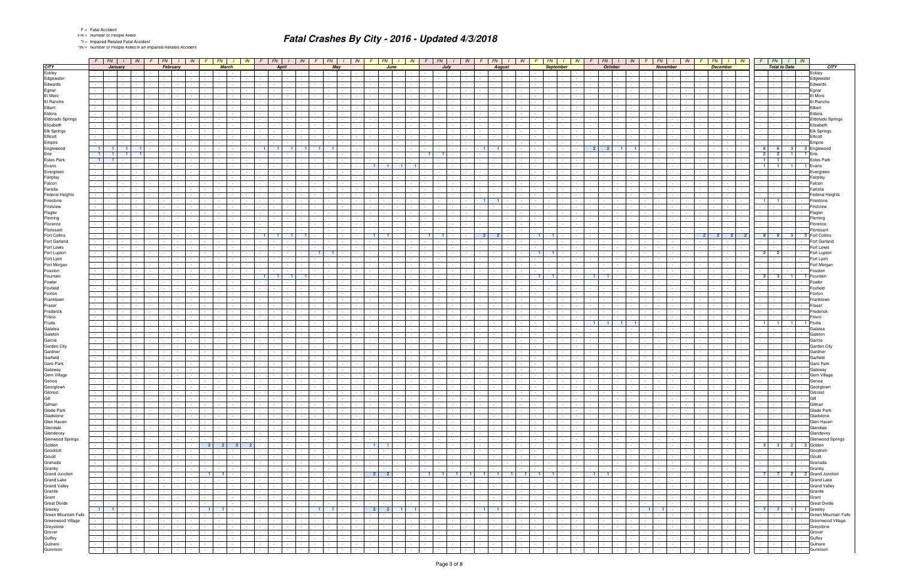F = Fatal Accident
FN = Number of People Killed
*I = Impaired Related Fatal Accident
*IN = Number of People Killed in an Impaired Related Accident

# Fatal Crashes By City - 2016 - Updated 4/3/2018

| CITY | January | | | | February | | | | March | | | | April | | | | May | | | | June | | | | July | | | | August | | | | September | | | | October | | | | November | | | | December | | | | Total to Date | | | | CITY |
|---|---|---|---|---|---|---|---|---|---|---|---|---|---|---|---|---|---|---|---|---|---|---|---|---|---|---|---|---|---|---|---|---|---|---|---|---|---|---|---|---|---|---|---|---|---|---|---|---|---|---|---|---|---|
| | F | FN | I | IN | F | FN | I | IN | F | FN | I | IN | F | FN | I | IN | F | FN | I | IN | F | FN | I | IN | F | FN | I | IN | F | FN | I | IN | F | FN | I | IN | F | FN | I | IN | F | FN | I | IN | F | FN | I | IN | F | FN | I | IN | |
| Eckley | - | - | - | - | - | - | - | - | - | - | - | - | - | - | - | - | - | - | - | - | - | - | - | - | - | - | - | - | - | - | - | - | - | - | - | - | - | - | - | - | - | - | - | - | - | - | - | - | - | - | - | - | Eckley |
| Edgewater | - | - | - | - | - | - | - | - | - | - | - | - | - | - | - | - | - | - | - | - | - | - | - | - | - | - | - | - | - | - | - | - | - | - | - | - | - | - | - | - | - | - | - | - | - | - | - | - | - | - | - | - | Edgewater |
| Edwards | - | - | - | - | - | - | - | - | - | - | - | - | - | - | - | - | - | - | - | - | - | - | - | - | - | - | - | - | - | - | - | - | - | - | - | - | - | - | - | - | - | - | - | - | - | - | - | - | - | - | - | - | Edwards |
| Egnar | - | - | - | - | - | - | - | - | - | - | - | - | - | - | - | - | - | - | - | - | - | - | - | - | - | - | - | - | - | - | - | - | - | - | - | - | - | - | - | - | - | - | - | - | - | - | - | - | - | - | - | - | Egnar |
| El Moro | - | - | - | - | - | - | - | - | - | - | - | - | - | - | - | - | - | - | - | - | - | - | - | - | - | - | - | - | - | - | - | - | - | - | - | - | - | - | - | - | - | - | - | - | - | - | - | - | - | - | - | - | El Moro |
| El Rancho | - | - | - | - | - | - | - | - | - | - | - | - | - | - | - | - | - | - | - | - | - | - | - | - | - | - | - | - | - | - | - | - | - | - | - | - | - | - | - | - | - | - | - | - | - | - | - | - | - | - | - | - | El Rancho |
| Elbert | - | - | - | - | - | - | - | - | - | - | - | - | - | - | - | - | - | - | - | - | - | - | - | - | - | - | - | - | - | - | - | - | - | - | - | - | - | - | - | - | - | - | - | - | - | - | - | - | - | - | - | - | Elbert |
| Eldora | - | - | - | - | - | - | - | - | - | - | - | - | - | - | - | - | - | - | - | - | - | - | - | - | - | - | - | - | - | - | - | - | - | - | - | - | - | - | - | - | - | - | - | - | - | - | - | - | - | - | - | - | Eldora |
| Eldorado Springs | - | - | - | - | - | - | - | - | - | - | - | - | - | - | - | - | - | - | - | - | - | - | - | - | - | - | - | - | - | - | - | - | - | - | - | - | - | - | - | - | - | - | - | - | - | - | - | - | - | - | - | - | Eldorado Springs |
| Elizabeth | - | - | - | - | - | - | - | - | - | - | - | - | - | - | - | - | - | - | - | - | - | - | - | - | - | - | - | - | - | - | - | - | - | - | - | - | - | - | - | - | - | - | - | - | - | - | - | - | - | - | - | - | Elizabeth |
| Elk Springs | - | - | - | - | - | - | - | - | - | - | - | - | - | - | - | - | - | - | - | - | - | - | - | - | - | - | - | - | - | - | - | - | - | - | - | - | - | - | - | - | - | - | - | - | - | - | - | - | - | - | - | - | Elk Springs |
| Ellicott | - | - | - | - | - | - | - | - | - | - | - | - | - | - | - | - | - | - | - | - | - | - | - | - | - | - | - | - | - | - | - | - | - | - | - | - | - | - | - | - | - | - | - | - | - | - | - | - | - | - | - | - | Ellicott |
| Empire | - | - | - | - | - | - | - | - | - | - | - | - | - | - | - | - | - | - | - | - | - | - | - | - | - | - | - | - | - | - | - | - | - | - | - | - | - | - | - | - | - | - | - | - | - | - | - | - | - | - | - | - | Empire |
| Englewood | 1 | 1 | 1 | 1 | - | - | - | - | - | - | - | - | 1 | 1 | 1 | 1 | 1 | 1 | - | - | - | - | - | - | - | - | - | - | 1 | 1 | - | - | - | - | - | - | 2 | 2 | 1 | 1 | - | - | - | - | - | - | - | - | 6 | 6 | 3 | 3 | Englewood |
| Erie | 1 | 1 | 1 | 1 | - | - | - | - | - | - | - | - | - | - | - | - | - | - | - | - | - | - | - | - | 1 | 1 | - | - | - | - | - | - | - | - | - | - | - | - | - | - | - | - | - | - | - | - | - | - | 2 | 2 | 1 | 1 | Erie |
| Estes Park | 1 | 1 | - | - | - | - | - | - | - | - | - | - | - | - | - | - | - | - | - | - | - | - | - | - | - | - | - | - | - | - | - | - | - | - | - | - | - | - | - | - | - | - | - | - | - | - | - | - | 1 | 1 | - | - | Estes Park |
| Evans | - | - | - | - | - | - | - | - | - | - | - | - | - | - | - | - | - | - | - | - | 1 | 1 | 1 | 1 | - | - | - | - | - | - | - | - | - | - | - | - | - | - | - | - | - | - | - | - | - | - | - | - | 1 | 1 | 1 | 1 | Evans |
| Evergreen | - | - | - | - | - | - | - | - | - | - | - | - | - | - | - | - | - | - | - | - | - | - | - | - | - | - | - | - | - | - | - | - | - | - | - | - | - | - | - | - | - | - | - | - | - | - | - | - | - | - | - | - | Evergreen |
| Fairplay | - | - | - | - | - | - | - | - | - | - | - | - | - | - | - | - | - | - | - | - | - | - | - | - | - | - | - | - | - | - | - | - | - | - | - | - | - | - | - | - | - | - | - | - | - | - | - | - | - | - | - | - | Fairplay |
| Falcon | - | - | - | - | - | - | - | - | - | - | - | - | - | - | - | - | - | - | - | - | - | - | - | - | - | - | - | - | - | - | - | - | - | - | - | - | - | - | - | - | - | - | - | - | - | - | - | - | - | - | - | - | Falcon |
| Farisita | - | - | - | - | - | - | - | - | - | - | - | - | - | - | - | - | - | - | - | - | - | - | - | - | - | - | - | - | - | - | - | - | - | - | - | - | - | - | - | - | - | - | - | - | - | - | - | - | - | - | - | - | Farisita |
| Federal Heights | - | - | - | - | - | - | - | - | - | - | - | - | - | - | - | - | - | - | - | - | - | - | - | - | - | - | - | - | - | - | - | - | - | - | - | - | - | - | - | - | - | - | - | - | - | - | - | - | - | - | - | - | Federal Heights |
| Firestone | - | - | - | - | - | - | - | - | - | - | - | - | - | - | - | - | - | - | - | - | - | - | - | - | - | - | - | - | 1 | 1 | - | - | - | - | - | - | - | - | - | - | - | - | - | - | - | - | - | - | 1 | 1 | - | - | Firestone |
| Firstview | - | - | - | - | - | - | - | - | - | - | - | - | - | - | - | - | - | - | - | - | - | - | - | - | - | - | - | - | - | - | - | - | - | - | - | - | - | - | - | - | - | - | - | - | - | - | - | - | - | - | - | - | Firstview |
| Flagler | - | - | - | - | - | - | - | - | - | - | - | - | - | - | - | - | - | - | - | - | - | - | - | - | - | - | - | - | - | - | - | - | - | - | - | - | - | - | - | - | - | - | - | - | - | - | - | - | - | - | - | - | Flagler |
| Fleming | - | - | - | - | - | - | - | - | - | - | - | - | - | - | - | - | - | - | - | - | - | - | - | - | - | - | - | - | - | - | - | - | - | - | - | - | - | - | - | - | - | - | - | - | - | - | - | - | - | - | - | - | Fleming |
| Florence | - | - | - | - | - | - | - | - | - | - | - | - | - | - | - | - | - | - | - | - | - | - | - | - | - | - | - | - | - | - | - | - | - | - | - | - | - | - | - | - | - | - | - | - | - | - | - | - | - | - | - | - | Florence |
| Florissant | - | - | - | - | - | - | - | - | - | - | - | - | - | - | - | - | - | - | - | - | - | - | - | - | - | - | - | - | - | - | - | - | - | - | - | - | - | - | - | - | - | - | - | - | - | - | - | - | - | - | - | - | Florissant |
| Fort Collins | - | - | - | - | - | - | - | - | - | - | - | - | 1 | 1 | 1 | 1 | - | - | - | - | 1 | 1 | - | - | 1 | 1 | - | - | 2 | 2 | - | - | 1 | 1 | - | - | - | - | - | - | - | - | - | - | 2 | 2 | 2 | 2 | 8 | 8 | 3 | 3 | Fort Collins |
| Fort Garland | - | - | - | - | - | - | - | - | - | - | - | - | - | - | - | - | - | - | - | - | - | - | - | - | - | - | - | - | - | - | - | - | - | - | - | - | - | - | - | - | - | - | - | - | - | - | - | - | - | - | - | - | Fort Garland |
| Fort Lewis | - | - | - | - | - | - | - | - | - | - | - | - | - | - | - | - | - | - | - | - | - | - | - | - | - | - | - | - | - | - | - | - | - | - | - | - | - | - | - | - | - | - | - | - | - | - | - | - | - | - | - | - | Fort Lewis |
| Fort Lupton | - | - | - | - | - | - | - | - | - | - | - | - | - | - | - | - | 1 | 1 | - | - | - | - | - | - | - | - | - | - | - | - | - | - | 1 | 1 | - | - | - | - | - | - | - | - | - | - | - | - | - | - | 2 | 2 | - | - | Fort Lupton |
| Fort Lyon | - | - | - | - | - | - | - | - | - | - | - | - | - | - | - | - | - | - | - | - | - | - | - | - | - | - | - | - | - | - | - | - | - | - | - | - | - | - | - | - | - | - | - | - | - | - | - | - | - | - | - | - | Fort Lyon |
| Fort Morgan | - | - | - | - | - | - | - | - | - | - | - | - | - | - | - | - | - | - | - | - | - | - | - | - | - | - | - | - | - | - | - | - | - | - | - | - | - | - | - | - | - | - | - | - | - | - | - | - | - | - | - | - | Fort Morgan |
| Fosston | - | - | - | - | - | - | - | - | - | - | - | - | - | - | - | - | - | - | - | - | - | - | - | - | - | - | - | - | - | - | - | - | - | - | - | - | - | - | - | - | - | - | - | - | - | - | - | - | - | - | - | - | Fosston |
| Fountain | - | - | - | - | - | - | - | - | - | - | - | - | 1 | 1 | 1 | 1 | - | - | - | - | - | - | - | - | - | - | - | - | - | - | - | - | 1 | 1 | - | - | 1 | 1 | - | - | - | - | - | - | - | - | - | - | 3 | 3 | 1 | 1 | Fountain |
| Fowler | - | - | - | - | - | - | - | - | - | - | - | - | - | - | - | - | - | - | - | - | - | - | - | - | - | - | - | - | - | - | - | - | - | - | - | - | - | - | - | - | - | - | - | - | - | - | - | - | - | - | - | - | Fowler |
| Foxfield | - | - | - | - | - | - | - | - | - | - | - | - | - | - | - | - | - | - | - | - | - | - | - | - | - | - | - | - | - | - | - | - | - | - | - | - | - | - | - | - | - | - | - | - | - | - | - | - | - | - | - | - | Foxfield |
| Foxton | - | - | - | - | - | - | - | - | - | - | - | - | - | - | - | - | - | - | - | - | - | - | - | - | - | - | - | - | - | - | - | - | - | - | - | - | - | - | - | - | - | - | - | - | - | - | - | - | - | - | - | - | Foxton |
| Franktown | - | - | - | - | - | - | - | - | - | - | - | - | - | - | - | - | - | - | - | - | - | - | - | - | - | - | - | - | - | - | - | - | - | - | - | - | - | - | - | - | - | - | - | - | - | - | - | - | - | - | - | - | Franktown |
| Fraser | - | - | - | - | - | - | - | - | - | - | - | - | - | - | - | - | - | - | - | - | - | - | - | - | - | - | - | - | - | - | - | - | - | - | - | - | - | - | - | - | - | - | - | - | - | - | - | - | - | - | - | - | Fraser |
| Frederick | - | - | - | - | - | - | - | - | - | - | - | - | - | - | - | - | - | - | - | - | - | - | - | - | - | - | - | - | - | - | - | - | - | - | - | - | - | - | - | - | - | - | - | - | - | - | - | - | - | - | - | - | Frederick |
| Frisco | - | - | - | - | - | - | - | - | - | - | - | - | - | - | - | - | - | - | - | - | - | - | - | - | - | - | - | - | - | - | - | - | - | - | - | - | - | - | - | - | - | - | - | - | - | - | - | - | - | - | - | - | Frisco |
| Fruita | - | - | - | - | - | - | - | - | - | - | - | - | - | - | - | - | - | - | - | - | - | - | - | - | - | - | - | - | - | - | - | - | - | - | - | - | 1 | 1 | 1 | 1 | - | - | - | - | - | - | - | - | 1 | 1 | 1 | 1 | Fruita |
| Galatea | - | - | - | - | - | - | - | - | - | - | - | - | - | - | - | - | - | - | - | - | - | - | - | - | - | - | - | - | - | - | - | - | - | - | - | - | - | - | - | - | - | - | - | - | - | - | - | - | - | - | - | - | Galatea |
| Galeton | - | - | - | - | - | - | - | - | - | - | - | - | - | - | - | - | - | - | - | - | - | - | - | - | - | - | - | - | - | - | - | - | - | - | - | - | - | - | - | - | - | - | - | - | - | - | - | - | - | - | - | - | Galeton |
| Garcia | - | - | - | - | - | - | - | - | - | - | - | - | - | - | - | - | - | - | - | - | - | - | - | - | - | - | - | - | - | - | - | - | - | - | - | - | - | - | - | - | - | - | - | - | - | - | - | - | - | - | - | - | Garcia |
| Garden City | - | - | - | - | - | - | - | - | - | - | - | - | - | - | - | - | - | - | - | - | - | - | - | - | - | - | - | - | - | - | - | - | - | - | - | - | - | - | - | - | - | - | - | - | - | - | - | - | - | - | - | - | Garden City |
| Gardner | - | - | - | - | - | - | - | - | - | - | - | - | - | - | - | - | - | - | - | - | - | - | - | - | - | - | - | - | - | - | - | - | - | - | - | - | - | - | - | - | - | - | - | - | - | - | - | - | - | - | - | - | Gardner |
| Garfield | - | - | - | - | - | - | - | - | - | - | - | - | - | - | - | - | - | - | - | - | - | - | - | - | - | - | - | - | - | - | - | - | - | - | - | - | - | - | - | - | - | - | - | - | - | - | - | - | - | - | - | - | Garfield |
| Garo Park | - | - | - | - | - | - | - | - | - | - | - | - | - | - | - | - | - | - | - | - | - | - | - | - | - | - | - | - | - | - | - | - | - | - | - | - | - | - | - | - | - | - | - | - | - | - | - | - | - | - | - | - | Garo Park |
| Gateway | - | - | - | - | - | - | - | - | - | - | - | - | - | - | - | - | - | - | - | - | - | - | - | - | - | - | - | - | - | - | - | - | - | - | - | - | - | - | - | - | - | - | - | - | - | - | - | - | - | - | - | - | Gateway |
| Gem Village | - | - | - | - | - | - | - | - | - | - | - | - | - | - | - | - | - | - | - | - | - | - | - | - | - | - | - | - | - | - | - | - | - | - | - | - | - | - | - | - | - | - | - | - | - | - | - | - | - | - | - | - | Gem Village |
| Genoa | - | - | - | - | - | - | - | - | - | - | - | - | - | - | - | - | - | - | - | - | - | - | - | - | - | - | - | - | - | - | - | - | - | - | - | - | - | - | - | - | - | - | - | - | - | - | - | - | - | - | - | - | Genoa |
| Georgtown | - | - | - | - | - | - | - | - | - | - | - | - | - | - | - | - | - | - | - | - | - | - | - | - | - | - | - | - | - | - | - | - | - | - | - | - | - | - | - | - | - | - | - | - | - | - | - | - | - | - | - | - | Georgtown |
| Gilcrest | - | - | - | - | - | - | - | - | - | - | - | - | - | - | - | - | - | - | - | - | - | - | - | - | - | - | - | - | - | - | - | - | - | - | - | - | - | - | - | - | - | - | - | - | - | - | - | - | - | - | - | - | Gilcrest |
| Gill | - | - | - | - | - | - | - | - | - | - | - | - | - | - | - | - | - | - | - | - | - | - | - | - | - | - | - | - | - | - | - | - | - | - | - | - | - | - | - | - | - | - | - | - | - | - | - | - | - | - | - | - | Gill |
| Gilman | - | - | - | - | - | - | - | - | - | - | - | - | - | - | - | - | - | - | - | - | - | - | - | - | - | - | - | - | - | - | - | - | - | - | - | - | - | - | - | - | - | - | - | - | - | - | - | - | - | - | - | - | Gilman |
| Glade Park | - | - | - | - | - | - | - | - | - | - | - | - | - | - | - | - | - | - | - | - | - | - | - | - | - | - | - | - | - | - | - | - | - | - | - | - | - | - | - | - | - | - | - | - | - | - | - | - | - | - | - | - | Glade Park |
| Gladstone | - | - | - | - | - | - | - | - | - | - | - | - | - | - | - | - | - | - | - | - | - | - | - | - | - | - | - | - | - | - | - | - | - | - | - | - | - | - | - | - | - | - | - | - | - | - | - | - | - | - | - | - | Gladstone |
| Glen Haven | - | - | - | - | - | - | - | - | - | - | - | - | - | - | - | - | - | - | - | - | - | - | - | - | - | - | - | - | - | - | - | - | - | - | - | - | - | - | - | - | - | - | - | - | - | - | - | - | - | - | - | - | Glen Haven |
| Glendale | - | - | - | - | - | - | - | - | - | - | - | - | - | - | - | - | - | - | - | - | - | - | - | - | - | - | - | - | - | - | - | - | - | - | - | - | - | - | - | - | - | - | - | - | - | - | - | - | - | - | - | - | Glendale |
| Glendevey | - | - | - | - | - | - | - | - | - | - | - | - | - | - | - | - | - | - | - | - | - | - | - | - | - | - | - | - | - | - | - | - | - | - | - | - | - | - | - | - | - | - | - | - | - | - | - | - | - | - | - | - | Glendevey |
| Glenwood Springs | - | - | - | - | - | - | - | - | - | - | - | - | - | - | - | - | - | - | - | - | - | - | - | - | - | - | - | - | - | - | - | - | - | - | - | - | - | - | - | - | - | - | - | - | - | - | - | - | - | - | - | - | Glenwood Springs |
| Golden | - | - | - | - | - | - | - | - | 2 | 2 | 2 | 2 | - | - | - | - | - | - | - | - | 1 | 1 | - | - | - | - | - | - | - | - | - | - | - | - | - | - | - | - | - | - | - | - | - | - | - | - | - | - | 3 | 3 | 2 | 2 | Golden |
| Goodrich | - | - | - | - | - | - | - | - | - | - | - | - | - | - | - | - | - | - | - | - | - | - | - | - | - | - | - | - | - | - | - | - | - | - | - | - | - | - | - | - | - | - | - | - | - | - | - | - | - | - | - | - | Goodrich |
| Gould | - | - | - | - | - | - | - | - | - | - | - | - | - | - | - | - | - | - | - | - | - | - | - | - | - | - | - | - | - | - | - | - | - | - | - | - | - | - | - | - | - | - | - | - | - | - | - | - | - | - | - | - | Gould |
| Granada | - | - | - | - | - | - | - | - | - | - | - | - | - | - | - | - | - | - | - | - | - | - | - | - | - | - | - | - | - | - | - | - | - | - | - | - | - | - | - | - | - | - | - | - | - | - | - | - | - | - | - | - | Granada |
| Granby | - | - | - | - | - | - | - | - | - | - | - | - | - | - | - | - | - | - | - | - | - | - | - | - | - | - | - | - | - | - | - | - | - | - | - | - | - | - | - | - | - | - | - | - | - | - | - | - | - | - | - | - | Granby |
| Grand Junction | - | - | - | - | - | - | - | - | 1 | 1 | - | - | - | - | - | - | - | - | - | - | 2 | 2 | - | - | 1 | 1 | 1 | 1 | 1 | 1 | 1 | 1 | 1 | 1 | - | - | 1 | 1 | - | - | - | - | - | - | - | - | - | - | 7 | 7 | 2 | 2 | Grand Junction |
| Grand Lake | - | - | - | - | - | - | - | - | - | - | - | - | - | - | - | - | - | - | - | - | - | - | - | - | - | - | - | - | - | - | - | - | - | - | - | - | - | - | - | - | - | - | - | - | - | - | - | - | - | - | - | - | Grand Lake |
| Grand Valley | - | - | - | - | - | - | - | - | - | - | - | - | - | - | - | - | - | - | - | - | - | - | - | - | - | - | - | - | - | - | - | - | - | - | - | - | - | - | - | - | - | - | - | - | - | - | - | - | - | - | - | - | Grand Valley |
| Granite | - | - | - | - | - | - | - | - | - | - | - | - | - | - | - | - | - | - | - | - | - | - | - | - | - | - | - | - | - | - | - | - | - | - | - | - | - | - | - | - | - | - | - | - | - | - | - | - | - | - | - | - | Granite |
| Grant | - | - | - | - | - | - | - | - | - | - | - | - | - | - | - | - | - | - | - | - | - | - | - | - | - | - | - | - | - | - | - | - | - | - | - | - | - | - | - | - | - | - | - | - | - | - | - | - | - | - | - | - | Grant |
| Great Divide | - | - | - | - | - | - | - | - | - | - | - | - | - | - | - | - | - | - | - | - | - | - | - | - | - | - | - | - | - | - | - | - | - | - | - | - | - | - | - | - | - | - | - | - | - | - | - | - | - | - | - | - | Great Divide |
| Greeley | 1 | 1 | - | - | - | - | - | - | 1 | 1 | - | - | - | - | - | - | 1 | 1 | - | - | 2 | 2 | 1 | 1 | - | - | - | - | 1 | 1 | - | - | - | - | - | - | - | - | - | - | 1 | 1 | - | - | - | - | - | - | 7 | 7 | 1 | 1 | Greeley |
| Green Mountain Falls | - | - | - | - | - | - | - | - | - | - | - | - | - | - | - | - | - | - | - | - | - | - | - | - | - | - | - | - | - | - | - | - | - | - | - | - | - | - | - | - | - | - | - | - | - | - | - | - | - | - | - | - | Green Mountain Falls |
| Greenwood Village | - | - | - | - | - | - | - | - | - | - | - | - | - | - | - | - | - | - | - | - | - | - | - | - | - | - | - | - | - | - | - | - | - | - | - | - | - | - | - | - | - | - | - | - | - | - | - | - | - | - | - | - | Greenwood Village |
| Greystone | - | - | - | - | - | - | - | - | - | - | - | - | - | - | - | - | - | - | - | - | - | - | - | - | - | - | - | - | - | - | - | - | - | - | - | - | - | - | - | - | - | - | - | - | - | - | - | - | - | - | - | - | Greystone |
| Grover | - | - | - | - | - | - | - | - | - | - | - | - | - | - | - | - | - | - | - | - | - | - | - | - | - | - | - | - | - | - | - | - | - | - | - | - | - | - | - | - | - | - | - | - | - | - | - | - | - | - | - | - | Grover |
| Guffey | - | - | - | - | - | - | - | - | - | - | - | - | - | - | - | - | - | - | - | - | - | - | - | - | - | - | - | - | - | - | - | - | - | - | - | - | - | - | - | - | - | - | - | - | - | - | - | - | - | - | - | - | Guffey |
| Gulnare | - | - | - | - | - | - | - | - | - | - | - | - | - | - | - | - | - | - | - | - | - | - | - | - | - | - | - | - | - | - | - | - | - | - | - | - | - | - | - | - | - | - | - | - | - | - | - | - | - | - | - | - | Gulnare |
| Gunnison | - | - | - | - | - | - | - | - | - | - | - | - | - | - | - | - | - | - | - | - | - | - | - | - | - | - | - | - | - | - | - | - | - | - | - | - | - | - | - | - | - | - | - | - | - | - | - | - | - | - | - | - | Gunnison |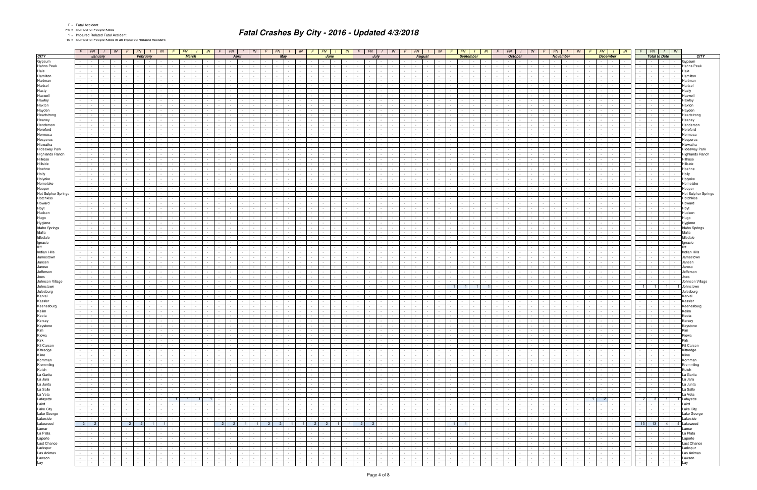F = Fatal Accident
FN = Number of People Killed
*I = Impaired Related Fatal Accident
*IN = Number of People Killed in an Impaired Related Accident

# Fatal Crashes By City - 2016 - Updated 4/3/2018

| CITY | January | | | | February | | | | March | | | | April | | | | May | | | | June | | | | July | | | | August | | | | September | | | | October | | | | November | | | | December | | | | Total to Date | | | | CITY |
|---|---|---|---|---|---|---|---|---|---|---|---|---|---|---|---|---|---|---|---|---|---|---|---|---|---|---|---|---|---|---|---|---|---|---|---|---|---|---|---|---|---|---|---|---|---|---|---|---|---|---|---|---|---|
| | F | FN | I | IN | F | FN | I | IN | F | FN | I | IN | F | FN | I | IN | F | FN | I | IN | F | FN | I | IN | F | FN | I | IN | F | FN | I | IN | F | FN | I | IN | F | FN | I | IN | F | FN | I | IN | F | FN | I | IN | F | FN | I | IN | |
| Gypsum | - | - | - | - | - | - | - | - | - | - | - | - | - | - | - | - | - | - | - | - | - | - | - | - | - | - | - | - | - | - | - | - | - | - | - | - | - | - | - | - | - | - | - | - | - | - | - | - | - | - | - | - | Gypsum |
| Hahns Peak | - | - | - | - | - | - | - | - | - | - | - | - | - | - | - | - | - | - | - | - | - | - | - | - | - | - | - | - | - | - | - | - | - | - | - | - | - | - | - | - | - | - | - | - | - | - | - | - | - | - | - | - | Hahns Peak |
| Hale | - | - | - | - | - | - | - | - | - | - | - | - | - | - | - | - | - | - | - | - | - | - | - | - | - | - | - | - | - | - | - | - | - | - | - | - | - | - | - | - | - | - | - | - | - | - | - | - | - | - | - | - | Hale |
| Hamilton | - | - | - | - | - | - | - | - | - | - | - | - | - | - | - | - | - | - | - | - | - | - | - | - | - | - | - | - | - | - | - | - | - | - | - | - | - | - | - | - | - | - | - | - | - | - | - | - | - | - | - | - | Hamilton |
| Hartman | - | - | - | - | - | - | - | - | - | - | - | - | - | - | - | - | - | - | - | - | - | - | - | - | - | - | - | - | - | - | - | - | - | - | - | - | - | - | - | - | - | - | - | - | - | - | - | - | - | - | - | - | Hartman |
| Hartsel | - | - | - | - | - | - | - | - | - | - | - | - | - | - | - | - | - | - | - | - | - | - | - | - | - | - | - | - | - | - | - | - | - | - | - | - | - | - | - | - | - | - | - | - | - | - | - | - | - | - | - | - | Hartsel |
| Hasty | - | - | - | - | - | - | - | - | - | - | - | - | - | - | - | - | - | - | - | - | - | - | - | - | - | - | - | - | - | - | - | - | - | - | - | - | - | - | - | - | - | - | - | - | - | - | - | - | - | - | - | - | Hasty |
| Haswell | - | - | - | - | - | - | - | - | - | - | - | - | - | - | - | - | - | - | - | - | - | - | - | - | - | - | - | - | - | - | - | - | - | - | - | - | - | - | - | - | - | - | - | - | - | - | - | - | - | - | - | - | Haswell |
| Hawley | - | - | - | - | - | - | - | - | - | - | - | - | - | - | - | - | - | - | - | - | - | - | - | - | - | - | - | - | - | - | - | - | - | - | - | - | - | - | - | - | - | - | - | - | - | - | - | - | - | - | - | - | Hawley |
| Haxton | - | - | - | - | - | - | - | - | - | - | - | - | - | - | - | - | - | - | - | - | - | - | - | - | - | - | - | - | - | - | - | - | - | - | - | - | - | - | - | - | - | - | - | - | - | - | - | - | - | - | - | - | Haxton |
| Hayden | - | - | - | - | - | - | - | - | - | - | - | - | - | - | - | - | - | - | - | - | - | - | - | - | - | - | - | - | - | - | - | - | - | - | - | - | - | - | - | - | - | - | - | - | - | - | - | - | - | - | - | - | Hayden |
| Heartstrong | - | - | - | - | - | - | - | - | - | - | - | - | - | - | - | - | - | - | - | - | - | - | - | - | - | - | - | - | - | - | - | - | - | - | - | - | - | - | - | - | - | - | - | - | - | - | - | - | - | - | - | - | Heartstrong |
| Heaney | - | - | - | - | - | - | - | - | - | - | - | - | - | - | - | - | - | - | - | - | - | - | - | - | - | - | - | - | - | - | - | - | - | - | - | - | - | - | - | - | - | - | - | - | - | - | - | - | - | - | - | - | Heaney |
| Henderson | - | - | - | - | - | - | - | - | - | - | - | - | - | - | - | - | - | - | - | - | - | - | - | - | - | - | - | - | - | - | - | - | - | - | - | - | - | - | - | - | - | - | - | - | - | - | - | - | - | - | - | - | Henderson |
| Hereford | - | - | - | - | - | - | - | - | - | - | - | - | - | - | - | - | - | - | - | - | - | - | - | - | - | - | - | - | - | - | - | - | - | - | - | - | - | - | - | - | - | - | - | - | - | - | - | - | - | - | - | - | Hereford |
| Hermosa | - | - | - | - | - | - | - | - | - | - | - | - | - | - | - | - | - | - | - | - | - | - | - | - | - | - | - | - | - | - | - | - | - | - | - | - | - | - | - | - | - | - | - | - | - | - | - | - | - | - | - | - | Hermosa |
| Hesperus | - | - | - | - | - | - | - | - | - | - | - | - | - | - | - | - | - | - | - | - | - | - | - | - | - | - | - | - | - | - | - | - | - | - | - | - | - | - | - | - | - | - | - | - | - | - | - | - | - | - | - | - | Hesperus |
| Hiawatha | - | - | - | - | - | - | - | - | - | - | - | - | - | - | - | - | - | - | - | - | - | - | - | - | - | - | - | - | - | - | - | - | - | - | - | - | - | - | - | - | - | - | - | - | - | - | - | - | - | - | - | - | Hiawatha |
| Hideaway Park | - | - | - | - | - | - | - | - | - | - | - | - | - | - | - | - | - | - | - | - | - | - | - | - | - | - | - | - | - | - | - | - | - | - | - | - | - | - | - | - | - | - | - | - | - | - | - | - | - | - | - | - | Hideaway Park |
| Highlands Ranch | - | - | - | - | - | - | - | - | - | - | - | - | - | - | - | - | - | - | - | - | - | - | - | - | - | - | - | - | - | - | - | - | - | - | - | - | - | - | - | - | - | - | - | - | - | - | - | - | - | - | - | - | Highlands Ranch |
| Hillrose | - | - | - | - | - | - | - | - | - | - | - | - | - | - | - | - | - | - | - | - | - | - | - | - | - | - | - | - | - | - | - | - | - | - | - | - | - | - | - | - | - | - | - | - | - | - | - | - | - | - | - | - | Hillrose |
| Hillside | - | - | - | - | - | - | - | - | - | - | - | - | - | - | - | - | - | - | - | - | - | - | - | - | - | - | - | - | - | - | - | - | - | - | - | - | - | - | - | - | - | - | - | - | - | - | - | - | - | - | - | - | Hillside |
| Hoehne | - | - | - | - | - | - | - | - | - | - | - | - | - | - | - | - | - | - | - | - | - | - | - | - | - | - | - | - | - | - | - | - | - | - | - | - | - | - | - | - | - | - | - | - | - | - | - | - | - | - | - | - | Hoehne |
| Holly | - | - | - | - | - | - | - | - | - | - | - | - | - | - | - | - | - | - | - | - | - | - | - | - | - | - | - | - | - | - | - | - | - | - | - | - | - | - | - | - | - | - | - | - | - | - | - | - | - | - | - | - | Holly |
| Holyoke | - | - | - | - | - | - | - | - | - | - | - | - | - | - | - | - | - | - | - | - | - | - | - | - | - | - | - | - | - | - | - | - | - | - | - | - | - | - | - | - | - | - | - | - | - | - | - | - | - | - | - | - | Holyoke |
| Homelake | - | - | - | - | - | - | - | - | - | - | - | - | - | - | - | - | - | - | - | - | - | - | - | - | - | - | - | - | - | - | - | - | - | - | - | - | - | - | - | - | - | - | - | - | - | - | - | - | - | - | - | - | Homelake |
| Hooper | - | - | - | - | - | - | - | - | - | - | - | - | - | - | - | - | - | - | - | - | - | - | - | - | - | - | - | - | - | - | - | - | - | - | - | - | - | - | - | - | - | - | - | - | - | - | - | - | - | - | - | - | Hooper |
| Hot Sulphur Springs | - | - | - | - | - | - | - | - | - | - | - | - | - | - | - | - | - | - | - | - | - | - | - | - | - | - | - | - | - | - | - | - | - | - | - | - | - | - | - | - | - | - | - | - | - | - | - | - | - | - | - | - | Hot Sulphur Springs |
| Hotchkiss | - | - | - | - | - | - | - | - | - | - | - | - | - | - | - | - | - | - | - | - | - | - | - | - | - | - | - | - | - | - | - | - | - | - | - | - | - | - | - | - | - | - | - | - | - | - | - | - | - | - | - | - | Hotchkiss |
| Howard | - | - | - | - | - | - | - | - | - | - | - | - | - | - | - | - | - | - | - | - | - | - | - | - | - | - | - | - | - | - | - | - | - | - | - | - | - | - | - | - | - | - | - | - | - | - | - | - | - | - | - | - | Howard |
| Hoyt | - | - | - | - | - | - | - | - | - | - | - | - | - | - | - | - | - | - | - | - | - | - | - | - | - | - | - | - | - | - | - | - | - | - | - | - | - | - | - | - | - | - | - | - | - | - | - | - | - | - | - | - | Hoyt |
| Hudson | - | - | - | - | - | - | - | - | - | - | - | - | - | - | - | - | - | - | - | - | - | - | - | - | - | - | - | - | - | - | - | - | - | - | - | - | - | - | - | - | - | - | - | - | - | - | - | - | - | - | - | - | Hudson |
| Hugo | - | - | - | - | - | - | - | - | - | - | - | - | - | - | - | - | - | - | - | - | - | - | - | - | - | - | - | - | - | - | - | - | - | - | - | - | - | - | - | - | - | - | - | - | - | - | - | - | - | - | - | - | Hugo |
| Hygiene | - | - | - | - | - | - | - | - | - | - | - | - | - | - | - | - | - | - | - | - | - | - | - | - | - | - | - | - | - | - | - | - | - | - | - | - | - | - | - | - | - | - | - | - | - | - | - | - | - | - | - | - | Hygiene |
| Idaho Springs | - | - | - | - | - | - | - | - | - | - | - | - | - | - | - | - | - | - | - | - | - | - | - | - | - | - | - | - | - | - | - | - | - | - | - | - | - | - | - | - | - | - | - | - | - | - | - | - | - | - | - | - | Idaho Springs |
| Idalia | - | - | - | - | - | - | - | - | - | - | - | - | - | - | - | - | - | - | - | - | - | - | - | - | - | - | - | - | - | - | - | - | - | - | - | - | - | - | - | - | - | - | - | - | - | - | - | - | - | - | - | - | Idalia |
| Idledale | - | - | - | - | - | - | - | - | - | - | - | - | - | - | - | - | - | - | - | - | - | - | - | - | - | - | - | - | - | - | - | - | - | - | - | - | - | - | - | - | - | - | - | - | - | - | - | - | - | - | - | - | Idledale |
| Ignacio | - | - | - | - | - | - | - | - | - | - | - | - | - | - | - | - | - | - | - | - | - | - | - | - | - | - | - | - | - | - | - | - | - | - | - | - | - | - | - | - | - | - | - | - | - | - | - | - | - | - | - | - | Ignacio |
| Iliff | - | - | - | - | - | - | - | - | - | - | - | - | - | - | - | - | - | - | - | - | - | - | - | - | - | - | - | - | - | - | - | - | - | - | - | - | - | - | - | - | - | - | - | - | - | - | - | - | - | - | - | - | Iliff |
| Indian Hills | - | - | - | - | - | - | - | - | - | - | - | - | - | - | - | - | - | - | - | - | - | - | - | - | - | - | - | - | - | - | - | - | - | - | - | - | - | - | - | - | - | - | - | - | - | - | - | - | - | - | - | - | Indian Hills |
| Jamestown | - | - | - | - | - | - | - | - | - | - | - | - | - | - | - | - | - | - | - | - | - | - | - | - | - | - | - | - | - | - | - | - | - | - | - | - | - | - | - | - | - | - | - | - | - | - | - | - | - | - | - | - | Jamestown |
| Jansen | - | - | - | - | - | - | - | - | - | - | - | - | - | - | - | - | - | - | - | - | - | - | - | - | - | - | - | - | - | - | - | - | - | - | - | - | - | - | - | - | - | - | - | - | - | - | - | - | - | - | - | - | Jansen |
| Jaroso | - | - | - | - | - | - | - | - | - | - | - | - | - | - | - | - | - | - | - | - | - | - | - | - | - | - | - | - | - | - | - | - | - | - | - | - | - | - | - | - | - | - | - | - | - | - | - | - | - | - | - | - | Jaroso |
| Jefferson | - | - | - | - | - | - | - | - | - | - | - | - | - | - | - | - | - | - | - | - | - | - | - | - | - | - | - | - | - | - | - | - | - | - | - | - | - | - | - | - | - | - | - | - | - | - | - | - | - | - | - | - | Jefferson |
| Joes | - | - | - | - | - | - | - | - | - | - | - | - | - | - | - | - | - | - | - | - | - | - | - | - | - | - | - | - | - | - | - | - | - | - | - | - | - | - | - | - | - | - | - | - | - | - | - | - | - | - | - | - | Joes |
| Johnson Village | - | - | - | - | - | - | - | - | - | - | - | - | - | - | - | - | - | - | - | - | - | - | - | - | - | - | - | - | - | - | - | - | - | - | - | - | - | - | - | - | - | - | - | - | - | - | - | - | - | - | - | - | Johnson Village |
| Johnstown | - | - | - | - | - | - | - | - | - | - | - | - | - | - | - | - | - | - | - | - | - | - | - | - | - | - | - | - | - | - | - | - | 1 | 1 | 1 | 1 | - | - | - | - | - | - | - | - | - | - | - | - | 1 | 1 | 1 | 1 | Johnstown |
| Julesburg | - | - | - | - | - | - | - | - | - | - | - | - | - | - | - | - | - | - | - | - | - | - | - | - | - | - | - | - | - | - | - | - | - | - | - | - | - | - | - | - | - | - | - | - | - | - | - | - | - | - | - | - | Julesburg |
| Karval | - | - | - | - | - | - | - | - | - | - | - | - | - | - | - | - | - | - | - | - | - | - | - | - | - | - | - | - | - | - | - | - | - | - | - | - | - | - | - | - | - | - | - | - | - | - | - | - | - | - | - | - | Karval |
| Kassler | - | - | - | - | - | - | - | - | - | - | - | - | - | - | - | - | - | - | - | - | - | - | - | - | - | - | - | - | - | - | - | - | - | - | - | - | - | - | - | - | - | - | - | - | - | - | - | - | - | - | - | - | Kassler |
| Keenesburg | - | - | - | - | - | - | - | - | - | - | - | - | - | - | - | - | - | - | - | - | - | - | - | - | - | - | - | - | - | - | - | - | - | - | - | - | - | - | - | - | - | - | - | - | - | - | - | - | - | - | - | - | Keenesburg |
| Kelim | - | - | - | - | - | - | - | - | - | - | - | - | - | - | - | - | - | - | - | - | - | - | - | - | - | - | - | - | - | - | - | - | - | - | - | - | - | - | - | - | - | - | - | - | - | - | - | - | - | - | - | - | Kelim |
| Keota | - | - | - | - | - | - | - | - | - | - | - | - | - | - | - | - | - | - | - | - | - | - | - | - | - | - | - | - | - | - | - | - | - | - | - | - | - | - | - | - | - | - | - | - | - | - | - | - | - | - | - | - | Keota |
| Kersey | - | - | - | - | - | - | - | - | - | - | - | - | - | - | - | - | - | - | - | - | - | - | - | - | - | - | - | - | - | - | - | - | - | - | - | - | - | - | - | - | - | - | - | - | - | - | - | - | - | - | - | - | Kersey |
| Keystone | - | - | - | - | - | - | - | - | - | - | - | - | - | - | - | - | - | - | - | - | - | - | - | - | - | - | - | - | - | - | - | - | - | - | - | - | - | - | - | - | - | - | - | - | - | - | - | - | - | - | - | - | Keystone |
| Kim | - | - | - | - | - | - | - | - | - | - | - | - | - | - | - | - | - | - | - | - | - | - | - | - | - | - | - | - | - | - | - | - | - | - | - | - | - | - | - | - | - | - | - | - | - | - | - | - | - | - | - | - | Kim |
| Kiowa | - | - | - | - | - | - | - | - | - | - | - | - | - | - | - | - | - | - | - | - | - | - | - | - | - | - | - | - | - | - | - | - | - | - | - | - | - | - | - | - | - | - | - | - | - | - | - | - | - | - | - | - | Kiowa |
| Kirk | - | - | - | - | - | - | - | - | - | - | - | - | - | - | - | - | - | - | - | - | - | - | - | - | - | - | - | - | - | - | - | - | - | - | - | - | - | - | - | - | - | - | - | - | - | - | - | - | - | - | - | - | Kirk |
| Kit Carson | - | - | - | - | - | - | - | - | - | - | - | - | - | - | - | - | - | - | - | - | - | - | - | - | - | - | - | - | - | - | - | - | - | - | - | - | - | - | - | - | - | - | - | - | - | - | - | - | - | - | - | - | Kit Carson |
| Kittredge | - | - | - | - | - | - | - | - | - | - | - | - | - | - | - | - | - | - | - | - | - | - | - | - | - | - | - | - | - | - | - | - | - | - | - | - | - | - | - | - | - | - | - | - | - | - | - | - | - | - | - | - | Kittredge |
| Kline | - | - | - | - | - | - | - | - | - | - | - | - | - | - | - | - | - | - | - | - | - | - | - | - | - | - | - | - | - | - | - | - | - | - | - | - | - | - | - | - | - | - | - | - | - | - | - | - | - | - | - | - | Kline |
| Kornman | - | - | - | - | - | - | - | - | - | - | - | - | - | - | - | - | - | - | - | - | - | - | - | - | - | - | - | - | - | - | - | - | - | - | - | - | - | - | - | - | - | - | - | - | - | - | - | - | - | - | - | - | Kornman |
| Kremmling | - | - | - | - | - | - | - | - | - | - | - | - | - | - | - | - | - | - | - | - | - | - | - | - | - | - | - | - | - | - | - | - | - | - | - | - | - | - | - | - | - | - | - | - | - | - | - | - | - | - | - | - | Kremmling |
| Kutch | - | - | - | - | - | - | - | - | - | - | - | - | - | - | - | - | - | - | - | - | - | - | - | - | - | - | - | - | - | - | - | - | - | - | - | - | - | - | - | - | - | - | - | - | - | - | - | - | - | - | - | - | Kutch |
| La Garita | - | - | - | - | - | - | - | - | - | - | - | - | - | - | - | - | - | - | - | - | - | - | - | - | - | - | - | - | - | - | - | - | - | - | - | - | - | - | - | - | - | - | - | - | - | - | - | - | - | - | - | - | La Garita |
| La Jara | - | - | - | - | - | - | - | - | - | - | - | - | - | - | - | - | - | - | - | - | - | - | - | - | - | - | - | - | - | - | - | - | - | - | - | - | - | - | - | - | - | - | - | - | - | - | - | - | - | - | - | - | La Jara |
| La Junta | - | - | - | - | - | - | - | - | - | - | - | - | - | - | - | - | - | - | - | - | - | - | - | - | - | - | - | - | - | - | - | - | - | - | - | - | - | - | - | - | - | - | - | - | - | - | - | - | - | - | - | - | La Junta |
| La Salle | - | - | - | - | - | - | - | - | - | - | - | - | - | - | - | - | - | - | - | - | - | - | - | - | - | - | - | - | - | - | - | - | - | - | - | - | - | - | - | - | - | - | - | - | - | - | - | - | - | - | - | - | La Salle |
| La Veta | - | - | - | - | - | - | - | - | - | - | - | - | - | - | - | - | - | - | - | - | - | - | - | - | - | - | - | - | - | - | - | - | - | - | - | - | - | - | - | - | - | - | - | - | - | - | - | - | - | - | - | - | La Veta |
| Lafayette | - | - | - | - | - | - | - | - | 1 | 1 | 1 | 1 | - | - | - | - | - | - | - | - | - | - | - | - | - | - | - | - | - | - | - | - | - | - | - | - | - | - | - | - | - | - | - | - | 1 | 2 | - | - | 2 | 3 | 1 | 1 | Lafayette |
| Laird | - | - | - | - | - | - | - | - | - | - | - | - | - | - | - | - | - | - | - | - | - | - | - | - | - | - | - | - | - | - | - | - | - | - | - | - | - | - | - | - | - | - | - | - | - | - | - | - | - | - | - | - | Laird |
| Lake City | - | - | - | - | - | - | - | - | - | - | - | - | - | - | - | - | - | - | - | - | - | - | - | - | - | - | - | - | - | - | - | - | - | - | - | - | - | - | - | - | - | - | - | - | - | - | - | - | - | - | - | - | Lake City |
| Lake George | - | - | - | - | - | - | - | - | - | - | - | - | - | - | - | - | - | - | - | - | - | - | - | - | - | - | - | - | - | - | - | - | - | - | - | - | - | - | - | - | - | - | - | - | - | - | - | - | - | - | - | - | Lake George |
| Lakeside | - | - | - | - | - | - | - | - | - | - | - | - | - | - | - | - | - | - | - | - | - | - | - | - | - | - | - | - | - | - | - | - | - | - | - | - | - | - | - | - | - | - | - | - | - | - | - | - | - | - | - | - | Lakeside |
| Lakewood | 2 | 2 | - | - | 2 | 2 | 1 | 1 | - | - | - | - | 2 | 2 | 1 | 1 | 2 | 2 | 1 | 1 | 2 | 2 | 1 | 1 | 2 | 2 | - | - | - | - | - | - | 1 | 1 | - | - | - | - | - | - | - | - | - | - | - | - | - | - | 13 | 13 | 4 | 4 | Lakewood |
| Lamar | - | - | - | - | - | - | - | - | - | - | - | - | - | - | - | - | - | - | - | - | - | - | - | - | - | - | - | - | - | - | - | - | - | - | - | - | - | - | - | - | - | - | - | - | - | - | - | - | - | - | - | - | Lamar |
| La Plata | - | - | - | - | - | - | - | - | - | - | - | - | - | - | - | - | - | - | - | - | - | - | - | - | - | - | - | - | - | - | - | - | - | - | - | - | - | - | - | - | - | - | - | - | - | - | - | - | - | - | - | - | La Plata |
| Laporte | - | - | - | - | - | - | - | - | - | - | - | - | - | - | - | - | - | - | - | - | - | - | - | - | - | - | - | - | - | - | - | - | - | - | - | - | - | - | - | - | - | - | - | - | - | - | - | - | - | - | - | - | Laporte |
| Last Chance | - | - | - | - | - | - | - | - | - | - | - | - | - | - | - | - | - | - | - | - | - | - | - | - | - | - | - | - | - | - | - | - | - | - | - | - | - | - | - | - | - | - | - | - | - | - | - | - | - | - | - | - | Last Chance |
| Larkspur | - | - | - | - | - | - | - | - | - | - | - | - | - | - | - | - | - | - | - | - | - | - | - | - | - | - | - | - | - | - | - | - | - | - | - | - | - | - | - | - | - | - | - | - | - | - | - | - | - | - | - | - | Larkspur |
| Las Animas | - | - | - | - | - | - | - | - | - | - | - | - | - | - | - | - | - | - | - | - | - | - | - | - | - | - | - | - | - | - | - | - | - | - | - | - | - | - | - | - | - | - | - | - | - | - | - | - | - | - | - | - | Las Animas |
| Lawson | - | - | - | - | - | - | - | - | - | - | - | - | - | - | - | - | - | - | - | - | - | - | - | - | - | - | - | - | - | - | - | - | - | - | - | - | - | - | - | - | - | - | - | - | - | - | - | - | - | - | - | - | Lawson |
| Lay | - | - | - | - | - | - | - | - | - | - | - | - | - | - | - | - | - | - | - | - | - | - | - | - | - | - | - | - | - | - | - | - | - | - | - | - | - | - | - | - | - | - | - | - | - | - | - | - | - | - | - | - | Lay |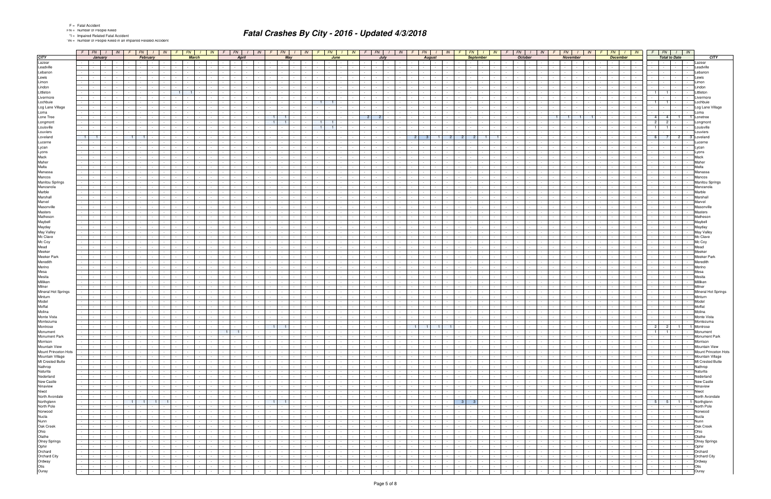F = Fatal Accident
FN = Number of People Killed
*I = Impaired Related Fatal Accident
*IN = Number of People Killed in an Impaired Related Accident

# Fatal Crashes By City - 2016 - Updated 4/3/2018

| | F | FN | I | IN | F | FN | I | IN | F | FN | I | IN | F | FN | I | IN | F | FN | I | IN | F | FN | I | IN | F | FN | I | IN | F | FN | I | IN | F | FN | I | IN | F | FN | I | IN | F | FN | I | IN | F | FN | I | IN | F | FN | I | IN | |
|---|---|---|---|---|---|---|---|---|---|---|---|---|---|---|---|---|---|---|---|---|---|---|---|---|---|---|---|---|---|---|---|---|---|---|---|---|---|---|---|---|---|---|---|---|---|---|---|---|---|---|---|---|---|
| **CITY** | January | | | | February | | | | March | | | | April | | | | May | | | | June | | | | July | | | | August | | | | September | | | | October | | | | November | | | | December | | | | Total to Date | | | | **CITY** |
| Lazear | - | - | - | - | - | - | - | - | - | - | - | - | - | - | - | - | - | - | - | - | - | - | - | - | - | - | - | - | - | - | - | - | - | - | - | - | - | - | - | - | - | - | - | - | - | - | - | - | - | - | - | - | Lazear |
| Leadville | - | - | - | - | - | - | - | - | - | - | - | - | - | - | - | - | - | - | - | - | - | - | - | - | - | - | - | - | - | - | - | - | - | - | - | - | - | - | - | - | - | - | - | - | - | - | - | - | - | - | - | - | Leadville |
| Lebanon | - | - | - | - | - | - | - | - | - | - | - | - | - | - | - | - | - | - | - | - | - | - | - | - | - | - | - | - | - | - | - | - | - | - | - | - | - | - | - | - | - | - | - | - | - | - | - | - | - | - | - | - | Lebanon |
| Lewis | - | - | - | - | - | - | - | - | - | - | - | - | - | - | - | - | - | - | - | - | - | - | - | - | - | - | - | - | - | - | - | - | - | - | - | - | - | - | - | - | - | - | - | - | - | - | - | - | - | - | - | - | Lewis |
| Limon | - | - | - | - | - | - | - | - | - | - | - | - | - | - | - | - | - | - | - | - | - | - | - | - | - | - | - | - | - | - | - | - | - | - | - | - | - | - | - | - | - | - | - | - | - | - | - | - | - | - | - | - | Limon |
| Lindon | - | - | - | - | - | - | - | - | - | - | - | - | - | - | - | - | - | - | - | - | - | - | - | - | - | - | - | - | - | - | - | - | - | - | - | - | - | - | - | - | - | - | - | - | - | - | - | - | - | - | - | - | Lindon |
| Littleton | - | - | - | - | - | - | - | - | 1 | 1 | - | - | - | - | - | - | - | - | - | - | - | - | - | - | - | - | - | - | - | - | - | - | - | - | - | - | - | - | - | - | - | - | - | - | - | - | - | - | 1 | 1 | - | - | Littleton |
| Livermore | - | - | - | - | - | - | - | - | - | - | - | - | - | - | - | - | - | - | - | - | - | - | - | - | - | - | - | - | - | - | - | - | - | - | - | - | - | - | - | - | - | - | - | - | - | - | - | - | - | - | - | - | Livermore |
| Lochbuie | - | - | - | - | - | - | - | - | - | - | - | - | - | - | - | - | - | - | - | - | 1 | 1 | - | - | - | - | - | - | - | - | - | - | - | - | - | - | - | - | - | - | - | - | - | - | - | - | - | - | 1 | 1 | - | - | Lochbuie |
| Log Lane Village | - | - | - | - | - | - | - | - | - | - | - | - | - | - | - | - | - | - | - | - | - | - | - | - | - | - | - | - | - | - | - | - | - | - | - | - | - | - | - | - | - | - | - | - | - | - | - | - | - | - | - | - | Log Lane Village |
| Loma | - | - | - | - | - | - | - | - | - | - | - | - | - | - | - | - | - | - | - | - | - | - | - | - | - | - | - | - | - | - | - | - | - | - | - | - | - | - | - | - | - | - | - | - | - | - | - | - | - | - | - | - | Loma |
| Lone Tree | - | - | - | - | - | - | - | - | - | - | - | - | - | - | - | - | 1 | 1 | - | - | - | - | - | - | 2 | 2 | - | - | - | - | - | - | - | - | - | - | - | - | - | - | 1 | 1 | 1 | 1 | - | - | - | - | 4 | 4 | 1 | 1 | Lone Tree |
| Longmont | - | - | - | - | - | - | - | - | - | - | - | - | - | - | - | - | 1 | 1 | - | - | 1 | 1 | - | - | - | - | - | - | - | - | - | - | - | - | - | - | - | - | - | - | - | - | - | - | - | - | - | - | 2 | 2 | - | - | Longmont |
| Louisville | - | - | - | - | - | - | - | - | - | - | - | - | - | - | - | - | - | - | - | - | 1 | 1 | - | - | - | - | - | - | - | - | - | - | - | - | - | - | - | - | - | - | - | - | - | - | - | - | - | - | 1 | 1 | - | - | Louisville |
| Louviers | - | - | - | - | - | - | - | - | - | - | - | - | - | - | - | - | - | - | - | - | - | - | - | - | - | - | - | - | - | - | - | - | - | - | - | - | - | - | - | - | - | - | - | - | - | - | - | - | - | - | - | - | Louviers |
| Loveland | 1 | 1 | - | - | 1 | 1 | - | - | - | - | - | - | - | - | - | - | - | - | - | - | - | - | - | - | - | - | - | - | 2 | 3 | 1 | 2 | 2 | 2 | 1 | 1 | - | - | - | - | - | - | - | - | - | - | - | - | 6 | 7 | 2 | 3 | Loveland |
| Lucerne | - | - | - | - | - | - | - | - | - | - | - | - | - | - | - | - | - | - | - | - | - | - | - | - | - | - | - | - | - | - | - | - | - | - | - | - | - | - | - | - | - | - | - | - | - | - | - | - | - | - | - | - | Lucerne |
| Lycan | - | - | - | - | - | - | - | - | - | - | - | - | - | - | - | - | - | - | - | - | - | - | - | - | - | - | - | - | - | - | - | - | - | - | - | - | - | - | - | - | - | - | - | - | - | - | - | - | - | - | - | - | Lycan |
| Lyons | - | - | - | - | - | - | - | - | - | - | - | - | - | - | - | - | - | - | - | - | - | - | - | - | - | - | - | - | - | - | - | - | - | - | - | - | - | - | - | - | - | - | - | - | - | - | - | - | - | - | - | - | Lyons |
| Mack | - | - | - | - | - | - | - | - | - | - | - | - | - | - | - | - | - | - | - | - | - | - | - | - | - | - | - | - | - | - | - | - | - | - | - | - | - | - | - | - | - | - | - | - | - | - | - | - | - | - | - | - | Mack |
| Maher | - | - | - | - | - | - | - | - | - | - | - | - | - | - | - | - | - | - | - | - | - | - | - | - | - | - | - | - | - | - | - | - | - | - | - | - | - | - | - | - | - | - | - | - | - | - | - | - | - | - | - | - | Maher |
| Malta | - | - | - | - | - | - | - | - | - | - | - | - | - | - | - | - | - | - | - | - | - | - | - | - | - | - | - | - | - | - | - | - | - | - | - | - | - | - | - | - | - | - | - | - | - | - | - | - | - | - | - | - | Malta |
| Manassa | - | - | - | - | - | - | - | - | - | - | - | - | - | - | - | - | - | - | - | - | - | - | - | - | - | - | - | - | - | - | - | - | - | - | - | - | - | - | - | - | - | - | - | - | - | - | - | - | - | - | - | - | Manassa |
| Mancos | - | - | - | - | - | - | - | - | - | - | - | - | - | - | - | - | - | - | - | - | - | - | - | - | - | - | - | - | - | - | - | - | - | - | - | - | - | - | - | - | - | - | - | - | - | - | - | - | - | - | - | - | Mancos |
| Manitou Springs | - | - | - | - | - | - | - | - | - | - | - | - | - | - | - | - | - | - | - | - | - | - | - | - | - | - | - | - | - | - | - | - | - | - | - | - | - | - | - | - | - | - | - | - | - | - | - | - | - | - | - | - | Manitou Springs |
| Manzanola | - | - | - | - | - | - | - | - | - | - | - | - | - | - | - | - | - | - | - | - | - | - | - | - | - | - | - | - | - | - | - | - | - | - | - | - | - | - | - | - | - | - | - | - | - | - | - | - | - | - | - | - | Manzanola |
| Marble | - | - | - | - | - | - | - | - | - | - | - | - | - | - | - | - | - | - | - | - | - | - | - | - | - | - | - | - | - | - | - | - | - | - | - | - | - | - | - | - | - | - | - | - | - | - | - | - | - | - | - | - | Marble |
| Marshall | - | - | - | - | - | - | - | - | - | - | - | - | - | - | - | - | - | - | - | - | - | - | - | - | - | - | - | - | - | - | - | - | - | - | - | - | - | - | - | - | - | - | - | - | - | - | - | - | - | - | - | - | Marshall |
| Marvel | - | - | - | - | - | - | - | - | - | - | - | - | - | - | - | - | - | - | - | - | - | - | - | - | - | - | - | - | - | - | - | - | - | - | - | - | - | - | - | - | - | - | - | - | - | - | - | - | - | - | - | - | Marvel |
| Masonville | - | - | - | - | - | - | - | - | - | - | - | - | - | - | - | - | - | - | - | - | - | - | - | - | - | - | - | - | - | - | - | - | - | - | - | - | - | - | - | - | - | - | - | - | - | - | - | - | - | - | - | - | Masonville |
| Masters | - | - | - | - | - | - | - | - | - | - | - | - | - | - | - | - | - | - | - | - | - | - | - | - | - | - | - | - | - | - | - | - | - | - | - | - | - | - | - | - | - | - | - | - | - | - | - | - | - | - | - | - | Masters |
| Matheson | - | - | - | - | - | - | - | - | - | - | - | - | - | - | - | - | - | - | - | - | - | - | - | - | - | - | - | - | - | - | - | - | - | - | - | - | - | - | - | - | - | - | - | - | - | - | - | - | - | - | - | - | Matheson |
| Maybell | - | - | - | - | - | - | - | - | - | - | - | - | - | - | - | - | - | - | - | - | - | - | - | - | - | - | - | - | - | - | - | - | - | - | - | - | - | - | - | - | - | - | - | - | - | - | - | - | - | - | - | - | Maybell |
| Mayday | - | - | - | - | - | - | - | - | - | - | - | - | - | - | - | - | - | - | - | - | - | - | - | - | - | - | - | - | - | - | - | - | - | - | - | - | - | - | - | - | - | - | - | - | - | - | - | - | - | - | - | - | Mayday |
| May Valley | - | - | - | - | - | - | - | - | - | - | - | - | - | - | - | - | - | - | - | - | - | - | - | - | - | - | - | - | - | - | - | - | - | - | - | - | - | - | - | - | - | - | - | - | - | - | - | - | - | - | - | - | May Valley |
| Mc Clave | - | - | - | - | - | - | - | - | - | - | - | - | - | - | - | - | - | - | - | - | - | - | - | - | - | - | - | - | - | - | - | - | - | - | - | - | - | - | - | - | - | - | - | - | - | - | - | - | - | - | - | - | Mc Clave |
| Mc Coy | - | - | - | - | - | - | - | - | - | - | - | - | - | - | - | - | - | - | - | - | - | - | - | - | - | - | - | - | - | - | - | - | - | - | - | - | - | - | - | - | - | - | - | - | - | - | - | - | - | - | - | - | Mc Coy |
| Mead | - | - | - | - | - | - | - | - | - | - | - | - | - | - | - | - | - | - | - | - | - | - | - | - | - | - | - | - | - | - | - | - | - | - | - | - | - | - | - | - | - | - | - | - | - | - | - | - | - | - | - | - | Mead |
| Meeker | - | - | - | - | - | - | - | - | - | - | - | - | - | - | - | - | - | - | - | - | - | - | - | - | - | - | - | - | - | - | - | - | - | - | - | - | - | - | - | - | - | - | - | - | - | - | - | - | - | - | - | - | Meeker |
| Meeker Park | - | - | - | - | - | - | - | - | - | - | - | - | - | - | - | - | - | - | - | - | - | - | - | - | - | - | - | - | - | - | - | - | - | - | - | - | - | - | - | - | - | - | - | - | - | - | - | - | - | - | - | - | Meeker Park |
| Meredith | - | - | - | - | - | - | - | - | - | - | - | - | - | - | - | - | - | - | - | - | - | - | - | - | - | - | - | - | - | - | - | - | - | - | - | - | - | - | - | - | - | - | - | - | - | - | - | - | - | - | - | - | Meredith |
| Merino | - | - | - | - | - | - | - | - | - | - | - | - | - | - | - | - | - | - | - | - | - | - | - | - | - | - | - | - | - | - | - | - | - | - | - | - | - | - | - | - | - | - | - | - | - | - | - | - | - | - | - | - | Merino |
| Mesa | - | - | - | - | - | - | - | - | - | - | - | - | - | - | - | - | - | - | - | - | - | - | - | - | - | - | - | - | - | - | - | - | - | - | - | - | - | - | - | - | - | - | - | - | - | - | - | - | - | - | - | - | Mesa |
| Mesita | - | - | - | - | - | - | - | - | - | - | - | - | - | - | - | - | - | - | - | - | - | - | - | - | - | - | - | - | - | - | - | - | - | - | - | - | - | - | - | - | - | - | - | - | - | - | - | - | - | - | - | - | Mesita |
| Milliken | - | - | - | - | - | - | - | - | - | - | - | - | - | - | - | - | - | - | - | - | - | - | - | - | - | - | - | - | - | - | - | - | - | - | - | - | - | - | - | - | - | - | - | - | - | - | - | - | - | - | - | - | Milliken |
| Milner | - | - | - | - | - | - | - | - | - | - | - | - | - | - | - | - | - | - | - | - | - | - | - | - | - | - | - | - | - | - | - | - | - | - | - | - | - | - | - | - | - | - | - | - | - | - | - | - | - | - | - | - | Milner |
| Mineral Hot Springs | - | - | - | - | - | - | - | - | - | - | - | - | - | - | - | - | - | - | - | - | - | - | - | - | - | - | - | - | - | - | - | - | - | - | - | - | - | - | - | - | - | - | - | - | - | - | - | - | - | - | - | - | Mineral Hot Springs |
| Minturn | - | - | - | - | - | - | - | - | - | - | - | - | - | - | - | - | - | - | - | - | - | - | - | - | - | - | - | - | - | - | - | - | - | - | - | - | - | - | - | - | - | - | - | - | - | - | - | - | - | - | - | - | Minturn |
| Model | - | - | - | - | - | - | - | - | - | - | - | - | - | - | - | - | - | - | - | - | - | - | - | - | - | - | - | - | - | - | - | - | - | - | - | - | - | - | - | - | - | - | - | - | - | - | - | - | - | - | - | - | Model |
| Moffat | - | - | - | - | - | - | - | - | - | - | - | - | - | - | - | - | - | - | - | - | - | - | - | - | - | - | - | - | - | - | - | - | - | - | - | - | - | - | - | - | - | - | - | - | - | - | - | - | - | - | - | - | Moffat |
| Molina | - | - | - | - | - | - | - | - | - | - | - | - | - | - | - | - | - | - | - | - | - | - | - | - | - | - | - | - | - | - | - | - | - | - | - | - | - | - | - | - | - | - | - | - | - | - | - | - | - | - | - | - | Molina |
| Monte Vista | - | - | - | - | - | - | - | - | - | - | - | - | - | - | - | - | - | - | - | - | - | - | - | - | - | - | - | - | - | - | - | - | - | - | - | - | - | - | - | - | - | - | - | - | - | - | - | - | - | - | - | - | Monte Vista |
| Montezuma | - | - | - | - | - | - | - | - | - | - | - | - | - | - | - | - | - | - | - | - | - | - | - | - | - | - | - | - | - | - | - | - | - | - | - | - | - | - | - | - | - | - | - | - | - | - | - | - | - | - | - | - | Montezuma |
| Montrose | - | - | - | - | - | - | - | - | - | - | - | - | - | - | - | - | 1 | 1 | - | - | - | - | - | - | - | - | - | - | 1 | 1 | 1 | 1 | - | - | - | - | - | - | - | - | - | - | - | - | - | - | - | - | 2 | 2 | 1 | 1 | Montrose |
| Monument | - | - | - | - | - | - | - | - | - | - | - | - | 1 | 1 | - | - | - | - | - | - | - | - | - | - | - | - | - | - | - | - | - | - | - | - | - | - | - | - | - | - | - | - | - | - | - | - | - | - | 1 | 1 | - | - | Monument |
| Monument Park | - | - | - | - | - | - | - | - | - | - | - | - | - | - | - | - | - | - | - | - | - | - | - | - | - | - | - | - | - | - | - | - | - | - | - | - | - | - | - | - | - | - | - | - | - | - | - | - | - | - | - | - | Monument Park |
| Morrison | - | - | - | - | - | - | - | - | - | - | - | - | - | - | - | - | - | - | - | - | - | - | - | - | - | - | - | - | - | - | - | - | - | - | - | - | - | - | - | - | - | - | - | - | - | - | - | - | - | - | - | - | Morrison |
| Mountain View | - | - | - | - | - | - | - | - | - | - | - | - | - | - | - | - | - | - | - | - | - | - | - | - | - | - | - | - | - | - | - | - | - | - | - | - | - | - | - | - | - | - | - | - | - | - | - | - | - | - | - | - | Mountain View |
| Mount Princeton Hots | - | - | - | - | - | - | - | - | - | - | - | - | - | - | - | - | - | - | - | - | - | - | - | - | - | - | - | - | - | - | - | - | - | - | - | - | - | - | - | - | - | - | - | - | - | - | - | - | - | - | - | - | Mount Princeton Hots |
| Mountain Village | - | - | - | - | - | - | - | - | - | - | - | - | - | - | - | - | - | - | - | - | - | - | - | - | - | - | - | - | - | - | - | - | - | - | - | - | - | - | - | - | - | - | - | - | - | - | - | - | - | - | - | - | Mountain Village |
| Mt Crested Butte | - | - | - | - | - | - | - | - | - | - | - | - | - | - | - | - | - | - | - | - | - | - | - | - | - | - | - | - | - | - | - | - | - | - | - | - | - | - | - | - | - | - | - | - | - | - | - | - | - | - | - | - | Mt Crested Butte |
| Nathrop | - | - | - | - | - | - | - | - | - | - | - | - | - | - | - | - | - | - | - | - | - | - | - | - | - | - | - | - | - | - | - | - | - | - | - | - | - | - | - | - | - | - | - | - | - | - | - | - | - | - | - | - | Nathrop |
| Naturita | - | - | - | - | - | - | - | - | - | - | - | - | - | - | - | - | - | - | - | - | - | - | - | - | - | - | - | - | - | - | - | - | - | - | - | - | - | - | - | - | - | - | - | - | - | - | - | - | - | - | - | - | Naturita |
| Nederland | - | - | - | - | - | - | - | - | - | - | - | - | - | - | - | - | - | - | - | - | - | - | - | - | - | - | - | - | - | - | - | - | - | - | - | - | - | - | - | - | - | - | - | - | - | - | - | - | - | - | - | - | Nederland |
| New Castle | - | - | - | - | - | - | - | - | - | - | - | - | - | - | - | - | - | - | - | - | - | - | - | - | - | - | - | - | - | - | - | - | - | - | - | - | - | - | - | - | - | - | - | - | - | - | - | - | - | - | - | - | New Castle |
| Ninaview | - | - | - | - | - | - | - | - | - | - | - | - | - | - | - | - | - | - | - | - | - | - | - | - | - | - | - | - | - | - | - | - | - | - | - | - | - | - | - | - | - | - | - | - | - | - | - | - | - | - | - | - | Ninaview |
| Niwot | - | - | - | - | - | - | - | - | - | - | - | - | - | - | - | - | - | - | - | - | - | - | - | - | - | - | - | - | - | - | - | - | - | - | - | - | - | - | - | - | - | - | - | - | - | - | - | - | - | - | - | - | Niwot |
| North Avondale | - | - | - | - | - | - | - | - | - | - | - | - | - | - | - | - | - | - | - | - | - | - | - | - | - | - | - | - | - | - | - | - | - | - | - | - | - | - | - | - | - | - | - | - | - | - | - | - | - | - | - | - | North Avondale |
| Northglenn | - | - | - | - | 1 | 1 | 1 | 1 | - | - | - | - | - | - | - | - | 1 | 1 | - | - | - | - | - | - | - | - | - | - | - | - | - | - | 3 | 3 | - | - | - | - | - | - | - | - | - | - | - | - | - | - | 5 | 5 | 1 | 1 | Northglenn |
| North Pole | - | - | - | - | - | - | - | - | - | - | - | - | - | - | - | - | - | - | - | - | - | - | - | - | - | - | - | - | - | - | - | - | - | - | - | - | - | - | - | - | - | - | - | - | - | - | - | - | - | - | - | - | North Pole |
| Norwood | - | - | - | - | - | - | - | - | - | - | - | - | - | - | - | - | - | - | - | - | - | - | - | - | - | - | - | - | - | - | - | - | - | - | - | - | - | - | - | - | - | - | - | - | - | - | - | - | - | - | - | - | Norwood |
| Nucla | - | - | - | - | - | - | - | - | - | - | - | - | - | - | - | - | - | - | - | - | - | - | - | - | - | - | - | - | - | - | - | - | - | - | - | - | - | - | - | - | - | - | - | - | - | - | - | - | - | - | - | - | Nucla |
| Nunn | - | - | - | - | - | - | - | - | - | - | - | - | - | - | - | - | - | - | - | - | - | - | - | - | - | - | - | - | - | - | - | - | - | - | - | - | - | - | - | - | - | - | - | - | - | - | - | - | - | - | - | - | Nunn |
| Oak Creek | - | - | - | - | - | - | - | - | - | - | - | - | - | - | - | - | - | - | - | - | - | - | - | - | - | - | - | - | - | - | - | - | - | - | - | - | - | - | - | - | - | - | - | - | - | - | - | - | - | - | - | - | Oak Creek |
| Ohio | - | - | - | - | - | - | - | - | - | - | - | - | - | - | - | - | - | - | - | - | - | - | - | - | - | - | - | - | - | - | - | - | - | - | - | - | - | - | - | - | - | - | - | - | - | - | - | - | - | - | - | - | Ohio |
| Olathe | - | - | - | - | - | - | - | - | - | - | - | - | - | - | - | - | - | - | - | - | - | - | - | - | - | - | - | - | - | - | - | - | - | - | - | - | - | - | - | - | - | - | - | - | - | - | - | - | - | - | - | - | Olathe |
| Olney Springs | - | - | - | - | - | - | - | - | - | - | - | - | - | - | - | - | - | - | - | - | - | - | - | - | - | - | - | - | - | - | - | - | - | - | - | - | - | - | - | - | - | - | - | - | - | - | - | - | - | - | - | - | Olney Springs |
| Ophir | - | - | - | - | - | - | - | - | - | - | - | - | - | - | - | - | - | - | - | - | - | - | - | - | - | - | - | - | - | - | - | - | - | - | - | - | - | - | - | - | - | - | - | - | - | - | - | - | - | - | - | - | Ophir |
| Orchard | - | - | - | - | - | - | - | - | - | - | - | - | - | - | - | - | - | - | - | - | - | - | - | - | - | - | - | - | - | - | - | - | - | - | - | - | - | - | - | - | - | - | - | - | - | - | - | - | - | - | - | - | Orchard |
| Orchard City | - | - | - | - | - | - | - | - | - | - | - | - | - | - | - | - | - | - | - | - | - | - | - | - | - | - | - | - | - | - | - | - | - | - | - | - | - | - | - | - | - | - | - | - | - | - | - | - | - | - | - | - | Orchard City |
| Ordway | - | - | - | - | - | - | - | - | - | - | - | - | - | - | - | - | - | - | - | - | - | - | - | - | - | - | - | - | - | - | - | - | - | - | - | - | - | - | - | - | - | - | - | - | - | - | - | - | - | - | - | - | Ordway |
| Otis | - | - | - | - | - | - | - | - | - | - | - | - | - | - | - | - | - | - | - | - | - | - | - | - | - | - | - | - | - | - | - | - | - | - | - | - | - | - | - | - | - | - | - | - | - | - | - | - | - | - | - | - | Otis |
| Ouray | - | - | - | - | - | - | - | - | - | - | - | - | - | - | - | - | - | - | - | - | - | - | - | - | - | - | - | - | - | - | - | - | - | - | - | - | - | - | - | - | - | - | - | - | - | - | - | - | - | - | - | - | Ouray |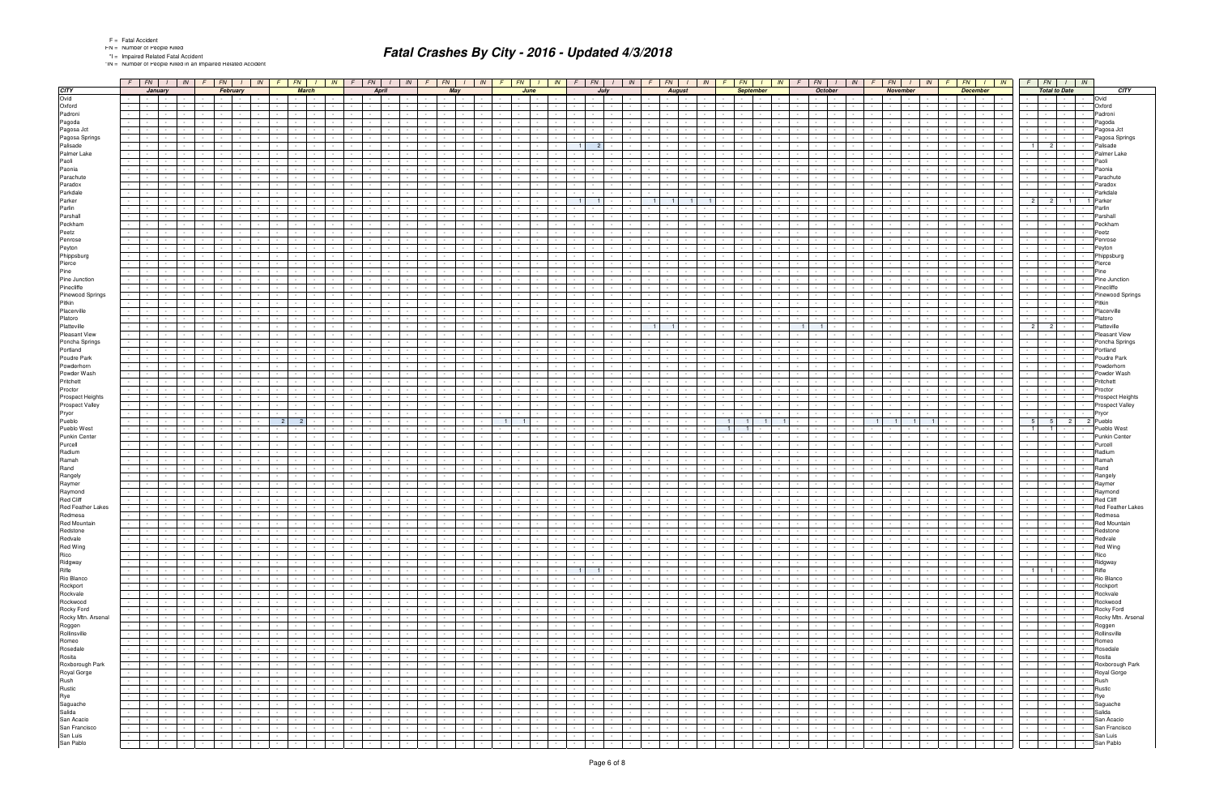F = Fatal Accident
FN = Number of People Killed
*I = Impaired Related Fatal Accident
*IN = Number of People Killed in an Impaired Related Accident

# Fatal Crashes By City - 2016 - Updated 4/3/2018

| CITY | January | | | | February | | | | March | | | | April | | | | May | | | | June | | | | July | | | | August | | | | September | | | | October | | | | November | | | | December | | | | Total to Date | | | | CITY |
|---|---|---|---|---|---|---|---|---|---|---|---|---|---|---|---|---|---|---|---|---|---|---|---|---|---|---|---|---|---|---|---|---|---|---|---|---|---|---|---|---|---|---|---|---|---|---|---|---|---|---|---|---|---|
| | F | FN | I | IN | F | FN | I | IN | F | FN | I | IN | F | FN | I | IN | F | FN | I | IN | F | FN | I | IN | F | FN | I | IN | F | FN | I | IN | F | FN | I | IN | F | FN | I | IN | F | FN | I | IN | F | FN | I | IN | F | FN | I | IN | |
| Ovid | - | - | - | - | - | - | - | - | - | - | - | - | - | - | - | - | - | - | - | - | - | - | - | - | - | - | - | - | - | - | - | - | - | - | - | - | - | - | - | - | - | - | - | - | - | - | - | - | - | - | - | - | Ovid |
| Oxford | - | - | - | - | - | - | - | - | - | - | - | - | - | - | - | - | - | - | - | - | - | - | - | - | - | - | - | - | - | - | - | - | - | - | - | - | - | - | - | - | - | - | - | - | - | - | - | - | - | - | - | - | Oxford |
| Padroni | - | - | - | - | - | - | - | - | - | - | - | - | - | - | - | - | - | - | - | - | - | - | - | - | - | - | - | - | - | - | - | - | - | - | - | - | - | - | - | - | - | - | - | - | - | - | - | - | - | - | - | - | Padroni |
| Pagoda | - | - | - | - | - | - | - | - | - | - | - | - | - | - | - | - | - | - | - | - | - | - | - | - | - | - | - | - | - | - | - | - | - | - | - | - | - | - | - | - | - | - | - | - | - | - | - | - | - | - | - | - | Pagoda |
| Pagosa Jct | - | - | - | - | - | - | - | - | - | - | - | - | - | - | - | - | - | - | - | - | - | - | - | - | - | - | - | - | - | - | - | - | - | - | - | - | - | - | - | - | - | - | - | - | - | - | - | - | - | - | - | - | Pagosa Jct |
| Pagosa Springs | - | - | - | - | - | - | - | - | - | - | - | - | - | - | - | - | - | - | - | - | - | - | - | - | - | - | - | - | - | - | - | - | - | - | - | - | - | - | - | - | - | - | - | - | - | - | - | - | - | - | - | - | Pagosa Springs |
| Palisade | - | - | - | - | - | - | - | - | - | - | - | - | - | - | - | - | - | - | - | - | - | - | - | - | 1 | 2 | - | - | - | - | - | - | - | - | - | - | - | - | - | - | - | - | - | - | - | - | - | - | 1 | 2 | - | - | Palisade |
| Palmer Lake | - | - | - | - | - | - | - | - | - | - | - | - | - | - | - | - | - | - | - | - | - | - | - | - | - | - | - | - | - | - | - | - | - | - | - | - | - | - | - | - | - | - | - | - | - | - | - | - | - | - | - | - | Palmer Lake |
| Paoli | - | - | - | - | - | - | - | - | - | - | - | - | - | - | - | - | - | - | - | - | - | - | - | - | - | - | - | - | - | - | - | - | - | - | - | - | - | - | - | - | - | - | - | - | - | - | - | - | - | - | - | - | Paoli |
| Paonia | - | - | - | - | - | - | - | - | - | - | - | - | - | - | - | - | - | - | - | - | - | - | - | - | - | - | - | - | - | - | - | - | - | - | - | - | - | - | - | - | - | - | - | - | - | - | - | - | - | - | - | - | Paonia |
| Parachute | - | - | - | - | - | - | - | - | - | - | - | - | - | - | - | - | - | - | - | - | - | - | - | - | - | - | - | - | - | - | - | - | - | - | - | - | - | - | - | - | - | - | - | - | - | - | - | - | - | - | - | - | Parachute |
| Paradox | - | - | - | - | - | - | - | - | - | - | - | - | - | - | - | - | - | - | - | - | - | - | - | - | - | - | - | - | - | - | - | - | - | - | - | - | - | - | - | - | - | - | - | - | - | - | - | - | - | - | - | - | Paradox |
| Parkdale | - | - | - | - | - | - | - | - | - | - | - | - | - | - | - | - | - | - | - | - | - | - | - | - | - | - | - | - | - | - | - | - | - | - | - | - | - | - | - | - | - | - | - | - | - | - | - | - | - | - | - | - | Parkdale |
| Parker | - | - | - | - | - | - | - | - | - | - | - | - | - | - | - | - | - | - | - | - | - | - | - | - | 1 | 1 | - | - | 1 | 1 | 1 | 1 | - | - | - | - | - | - | - | - | - | - | - | - | - | - | - | - | 2 | 2 | 1 | 1 | Parker |
| Parlin | - | - | - | - | - | - | - | - | - | - | - | - | - | - | - | - | - | - | - | - | - | - | - | - | - | - | - | - | - | - | - | - | - | - | - | - | - | - | - | - | - | - | - | - | - | - | - | - | - | - | - | - | Parlin |
| Parshall | - | - | - | - | - | - | - | - | - | - | - | - | - | - | - | - | - | - | - | - | - | - | - | - | - | - | - | - | - | - | - | - | - | - | - | - | - | - | - | - | - | - | - | - | - | - | - | - | - | - | - | - | Parshall |
| Peckham | - | - | - | - | - | - | - | - | - | - | - | - | - | - | - | - | - | - | - | - | - | - | - | - | - | - | - | - | - | - | - | - | - | - | - | - | - | - | - | - | - | - | - | - | - | - | - | - | - | - | - | - | Peckham |
| Peetz | - | - | - | - | - | - | - | - | - | - | - | - | - | - | - | - | - | - | - | - | - | - | - | - | - | - | - | - | - | - | - | - | - | - | - | - | - | - | - | - | - | - | - | - | - | - | - | - | - | - | - | - | Peetz |
| Penrose | - | - | - | - | - | - | - | - | - | - | - | - | - | - | - | - | - | - | - | - | - | - | - | - | - | - | - | - | - | - | - | - | - | - | - | - | - | - | - | - | - | - | - | - | - | - | - | - | - | - | - | - | Penrose |
| Peyton | - | - | - | - | - | - | - | - | - | - | - | - | - | - | - | - | - | - | - | - | - | - | - | - | - | - | - | - | - | - | - | - | - | - | - | - | - | - | - | - | - | - | - | - | - | - | - | - | - | - | - | - | Peyton |
| Phippsburg | - | - | - | - | - | - | - | - | - | - | - | - | - | - | - | - | - | - | - | - | - | - | - | - | - | - | - | - | - | - | - | - | - | - | - | - | - | - | - | - | - | - | - | - | - | - | - | - | - | - | - | - | Phippsburg |
| Pierce | - | - | - | - | - | - | - | - | - | - | - | - | - | - | - | - | - | - | - | - | - | - | - | - | - | - | - | - | - | - | - | - | - | - | - | - | - | - | - | - | - | - | - | - | - | - | - | - | - | - | - | - | Pierce |
| Pine | - | - | - | - | - | - | - | - | - | - | - | - | - | - | - | - | - | - | - | - | - | - | - | - | - | - | - | - | - | - | - | - | - | - | - | - | - | - | - | - | - | - | - | - | - | - | - | - | - | - | - | - | Pine |
| Pine Junction | - | - | - | - | - | - | - | - | - | - | - | - | - | - | - | - | - | - | - | - | - | - | - | - | - | - | - | - | - | - | - | - | - | - | - | - | - | - | - | - | - | - | - | - | - | - | - | - | - | - | - | - | Pine Junction |
| Pinecliffe | - | - | - | - | - | - | - | - | - | - | - | - | - | - | - | - | - | - | - | - | - | - | - | - | - | - | - | - | - | - | - | - | - | - | - | - | - | - | - | - | - | - | - | - | - | - | - | - | - | - | - | - | Pinecliffe |
| Pinewood Springs | - | - | - | - | - | - | - | - | - | - | - | - | - | - | - | - | - | - | - | - | - | - | - | - | - | - | - | - | - | - | - | - | - | - | - | - | - | - | - | - | - | - | - | - | - | - | - | - | - | - | - | - | Pinewood Springs |
| Pitkin | - | - | - | - | - | - | - | - | - | - | - | - | - | - | - | - | - | - | - | - | - | - | - | - | - | - | - | - | - | - | - | - | - | - | - | - | - | - | - | - | - | - | - | - | - | - | - | - | - | - | - | - | Pitkin |
| Placerville | - | - | - | - | - | - | - | - | - | - | - | - | - | - | - | - | - | - | - | - | - | - | - | - | - | - | - | - | - | - | - | - | - | - | - | - | - | - | - | - | - | - | - | - | - | - | - | - | - | - | - | - | Placerville |
| Platoro | - | - | - | - | - | - | - | - | - | - | - | - | - | - | - | - | - | - | - | - | - | - | - | - | - | - | - | - | - | - | - | - | - | - | - | - | - | - | - | - | - | - | - | - | - | - | - | - | - | - | - | - | Platoro |
| Platteville | - | - | - | - | - | - | - | - | - | - | - | - | - | - | - | - | - | - | - | - | - | - | - | - | - | - | - | - | - | - | - | - | 1 | 1 | - | - | 1 | 1 | - | - | - | - | - | - | - | - | - | - | 2 | 2 | - | - | Platteville |
| Pleasant View | - | - | - | - | - | - | - | - | - | - | - | - | - | - | - | - | - | - | - | - | - | - | - | - | - | - | - | - | - | - | - | - | - | - | - | - | - | - | - | - | - | - | - | - | - | - | - | - | - | - | - | - | Pleasant View |
| Poncha Springs | - | - | - | - | - | - | - | - | - | - | - | - | - | - | - | - | - | - | - | - | - | - | - | - | - | - | - | - | - | - | - | - | - | - | - | - | - | - | - | - | - | - | - | - | - | - | - | - | - | - | - | - | Poncha Springs |
| Portland | - | - | - | - | - | - | - | - | - | - | - | - | - | - | - | - | - | - | - | - | - | - | - | - | - | - | - | - | - | - | - | - | - | - | - | - | - | - | - | - | - | - | - | - | - | - | - | - | - | - | - | - | Portland |
| Poudre Park | - | - | - | - | - | - | - | - | - | - | - | - | - | - | - | - | - | - | - | - | - | - | - | - | - | - | - | - | - | - | - | - | - | - | - | - | - | - | - | - | - | - | - | - | - | - | - | - | - | - | - | - | Poudre Park |
| Powderhorn | - | - | - | - | - | - | - | - | - | - | - | - | - | - | - | - | - | - | - | - | - | - | - | - | - | - | - | - | - | - | - | - | - | - | - | - | - | - | - | - | - | - | - | - | - | - | - | - | - | - | - | - | Powderhorn |
| Powder Wash | - | - | - | - | - | - | - | - | - | - | - | - | - | - | - | - | - | - | - | - | - | - | - | - | - | - | - | - | - | - | - | - | - | - | - | - | - | - | - | - | - | - | - | - | - | - | - | - | - | - | - | - | Powder Wash |
| Pritchett | - | - | - | - | - | - | - | - | - | - | - | - | - | - | - | - | - | - | - | - | - | - | - | - | - | - | - | - | - | - | - | - | - | - | - | - | - | - | - | - | - | - | - | - | - | - | - | - | - | - | - | - | Pritchett |
| Proctor | - | - | - | - | - | - | - | - | - | - | - | - | - | - | - | - | - | - | - | - | - | - | - | - | - | - | - | - | - | - | - | - | - | - | - | - | - | - | - | - | - | - | - | - | - | - | - | - | - | - | - | - | Proctor |
| Prospect Heights | - | - | - | - | - | - | - | - | - | - | - | - | - | - | - | - | - | - | - | - | - | - | - | - | - | - | - | - | - | - | - | - | - | - | - | - | - | - | - | - | - | - | - | - | - | - | - | - | - | - | - | - | Prospect Heights |
| Prospect Valley | - | - | - | - | - | - | - | - | - | - | - | - | - | - | - | - | - | - | - | - | - | - | - | - | - | - | - | - | - | - | - | - | - | - | - | - | - | - | - | - | - | - | - | - | - | - | - | - | - | - | - | - | Prospect Valley |
| Pryor | - | - | - | - | - | - | - | - | - | - | - | - | - | - | - | - | - | - | - | - | - | - | - | - | - | - | - | - | - | - | - | - | - | - | - | - | - | - | - | - | - | - | - | - | - | - | - | - | - | - | - | - | Pryor |
| Pueblo | - | - | - | - | - | - | - | - | 2 | 2 | - | - | - | - | - | - | - | - | - | - | 1 | 1 | - | - | - | - | - | - | - | - | - | - | 1 | 1 | 1 | 1 | - | - | - | - | 1 | 1 | 1 | 1 | - | - | - | - | 5 | 5 | 2 | 2 | Pueblo |
| Pueblo West | - | - | - | - | - | - | - | - | - | - | - | - | - | - | - | - | - | - | - | - | - | - | - | - | - | - | - | - | - | - | - | - | 1 | 1 | - | - | - | - | - | - | - | - | - | - | - | - | - | - | 1 | 1 | - | - | Pueblo West |
| Punkin Center | - | - | - | - | - | - | - | - | - | - | - | - | - | - | - | - | - | - | - | - | - | - | - | - | - | - | - | - | - | - | - | - | - | - | - | - | - | - | - | - | - | - | - | - | - | - | - | - | - | - | - | - | Punkin Center |
| Purcell | - | - | - | - | - | - | - | - | - | - | - | - | - | - | - | - | - | - | - | - | - | - | - | - | - | - | - | - | - | - | - | - | - | - | - | - | - | - | - | - | - | - | - | - | - | - | - | - | - | - | - | - | Purcell |
| Radium | - | - | - | - | - | - | - | - | - | - | - | - | - | - | - | - | - | - | - | - | - | - | - | - | - | - | - | - | - | - | - | - | - | - | - | - | - | - | - | - | - | - | - | - | - | - | - | - | - | - | - | - | Radium |
| Ramah | - | - | - | - | - | - | - | - | - | - | - | - | - | - | - | - | - | - | - | - | - | - | - | - | - | - | - | - | - | - | - | - | - | - | - | - | - | - | - | - | - | - | - | - | - | - | - | - | - | - | - | - | Ramah |
| Rand | - | - | - | - | - | - | - | - | - | - | - | - | - | - | - | - | - | - | - | - | - | - | - | - | - | - | - | - | - | - | - | - | - | - | - | - | - | - | - | - | - | - | - | - | - | - | - | - | - | - | - | - | Rand |
| Rangely | - | - | - | - | - | - | - | - | - | - | - | - | - | - | - | - | - | - | - | - | - | - | - | - | - | - | - | - | - | - | - | - | - | - | - | - | - | - | - | - | - | - | - | - | - | - | - | - | - | - | - | - | Rangely |
| Raymer | - | - | - | - | - | - | - | - | - | - | - | - | - | - | - | - | - | - | - | - | - | - | - | - | - | - | - | - | - | - | - | - | - | - | - | - | - | - | - | - | - | - | - | - | - | - | - | - | - | - | - | - | Raymer |
| Raymond | - | - | - | - | - | - | - | - | - | - | - | - | - | - | - | - | - | - | - | - | - | - | - | - | - | - | - | - | - | - | - | - | - | - | - | - | - | - | - | - | - | - | - | - | - | - | - | - | - | - | - | - | Raymond |
| Red Cliff | - | - | - | - | - | - | - | - | - | - | - | - | - | - | - | - | - | - | - | - | - | - | - | - | - | - | - | - | - | - | - | - | - | - | - | - | - | - | - | - | - | - | - | - | - | - | - | - | - | - | - | - | Red Cliff |
| Red Feather Lakes | - | - | - | - | - | - | - | - | - | - | - | - | - | - | - | - | - | - | - | - | - | - | - | - | - | - | - | - | - | - | - | - | - | - | - | - | - | - | - | - | - | - | - | - | - | - | - | - | - | - | - | - | Red Feather Lakes |
| Redmesa | - | - | - | - | - | - | - | - | - | - | - | - | - | - | - | - | - | - | - | - | - | - | - | - | - | - | - | - | - | - | - | - | - | - | - | - | - | - | - | - | - | - | - | - | - | - | - | - | - | - | - | - | Redmesa |
| Red Mountain | - | - | - | - | - | - | - | - | - | - | - | - | - | - | - | - | - | - | - | - | - | - | - | - | - | - | - | - | - | - | - | - | - | - | - | - | - | - | - | - | - | - | - | - | - | - | - | - | - | - | - | - | Red Mountain |
| Redstone | - | - | - | - | - | - | - | - | - | - | - | - | - | - | - | - | - | - | - | - | - | - | - | - | - | - | - | - | - | - | - | - | - | - | - | - | - | - | - | - | - | - | - | - | - | - | - | - | - | - | - | - | Redstone |
| Redvale | - | - | - | - | - | - | - | - | - | - | - | - | - | - | - | - | - | - | - | - | - | - | - | - | - | - | - | - | - | - | - | - | - | - | - | - | - | - | - | - | - | - | - | - | - | - | - | - | - | - | - | - | Redvale |
| Red Wing | - | - | - | - | - | - | - | - | - | - | - | - | - | - | - | - | - | - | - | - | - | - | - | - | - | - | - | - | - | - | - | - | - | - | - | - | - | - | - | - | - | - | - | - | - | - | - | - | - | - | - | - | Red Wing |
| Rico | - | - | - | - | - | - | - | - | - | - | - | - | - | - | - | - | - | - | - | - | - | - | - | - | - | - | - | - | - | - | - | - | - | - | - | - | - | - | - | - | - | - | - | - | - | - | - | - | - | - | - | - | Rico |
| Ridgway | - | - | - | - | - | - | - | - | - | - | - | - | - | - | - | - | - | - | - | - | - | - | - | - | - | - | - | - | - | - | - | - | - | - | - | - | - | - | - | - | - | - | - | - | - | - | - | - | - | - | - | - | Ridgway |
| Rifle | - | - | - | - | - | - | - | - | - | - | - | - | - | - | - | - | - | - | - | - | - | - | - | - | 1 | 1 | - | - | - | - | - | - | - | - | - | - | - | - | - | - | - | - | - | - | - | - | - | - | 1 | 1 | - | - | Rifle |
| Rio Blanco | - | - | - | - | - | - | - | - | - | - | - | - | - | - | - | - | - | - | - | - | - | - | - | - | - | - | - | - | - | - | - | - | - | - | - | - | - | - | - | - | - | - | - | - | - | - | - | - | - | - | - | - | Rio Blanco |
| Rockport | - | - | - | - | - | - | - | - | - | - | - | - | - | - | - | - | - | - | - | - | - | - | - | - | - | - | - | - | - | - | - | - | - | - | - | - | - | - | - | - | - | - | - | - | - | - | - | - | - | - | - | - | Rockport |
| Rockvale | - | - | - | - | - | - | - | - | - | - | - | - | - | - | - | - | - | - | - | - | - | - | - | - | - | - | - | - | - | - | - | - | - | - | - | - | - | - | - | - | - | - | - | - | - | - | - | - | - | - | - | - | Rockvale |
| Rockwood | - | - | - | - | - | - | - | - | - | - | - | - | - | - | - | - | - | - | - | - | - | - | - | - | - | - | - | - | - | - | - | - | - | - | - | - | - | - | - | - | - | - | - | - | - | - | - | - | - | - | - | - | Rockwood |
| Rocky Ford | - | - | - | - | - | - | - | - | - | - | - | - | - | - | - | - | - | - | - | - | - | - | - | - | - | - | - | - | - | - | - | - | - | - | - | - | - | - | - | - | - | - | - | - | - | - | - | - | - | - | - | - | Rocky Ford |
| Rocky Mtn. Arsenal | - | - | - | - | - | - | - | - | - | - | - | - | - | - | - | - | - | - | - | - | - | - | - | - | - | - | - | - | - | - | - | - | - | - | - | - | - | - | - | - | - | - | - | - | - | - | - | - | - | - | - | - | Rocky Mtn. Arsenal |
| Roggen | - | - | - | - | - | - | - | - | - | - | - | - | - | - | - | - | - | - | - | - | - | - | - | - | - | - | - | - | - | - | - | - | - | - | - | - | - | - | - | - | - | - | - | - | - | - | - | - | - | - | - | - | Roggen |
| Rollinsville | - | - | - | - | - | - | - | - | - | - | - | - | - | - | - | - | - | - | - | - | - | - | - | - | - | - | - | - | - | - | - | - | - | - | - | - | - | - | - | - | - | - | - | - | - | - | - | - | - | - | - | - | Rollinsville |
| Romeo | - | - | - | - | - | - | - | - | - | - | - | - | - | - | - | - | - | - | - | - | - | - | - | - | - | - | - | - | - | - | - | - | - | - | - | - | - | - | - | - | - | - | - | - | - | - | - | - | - | - | - | - | Romeo |
| Rosedale | - | - | - | - | - | - | - | - | - | - | - | - | - | - | - | - | - | - | - | - | - | - | - | - | - | - | - | - | - | - | - | - | - | - | - | - | - | - | - | - | - | - | - | - | - | - | - | - | - | - | - | - | Rosedale |
| Rosita | - | - | - | - | - | - | - | - | - | - | - | - | - | - | - | - | - | - | - | - | - | - | - | - | - | - | - | - | - | - | - | - | - | - | - | - | - | - | - | - | - | - | - | - | - | - | - | - | - | - | - | - | Rosita |
| Roxborough Park | - | - | - | - | - | - | - | - | - | - | - | - | - | - | - | - | - | - | - | - | - | - | - | - | - | - | - | - | - | - | - | - | - | - | - | - | - | - | - | - | - | - | - | - | - | - | - | - | - | - | - | - | Roxborough Park |
| Royal Gorge | - | - | - | - | - | - | - | - | - | - | - | - | - | - | - | - | - | - | - | - | - | - | - | - | - | - | - | - | - | - | - | - | - | - | - | - | - | - | - | - | - | - | - | - | - | - | - | - | - | - | - | - | Royal Gorge |
| Rush | - | - | - | - | - | - | - | - | - | - | - | - | - | - | - | - | - | - | - | - | - | - | - | - | - | - | - | - | - | - | - | - | - | - | - | - | - | - | - | - | - | - | - | - | - | - | - | - | - | - | - | - | Rush |
| Rustic | - | - | - | - | - | - | - | - | - | - | - | - | - | - | - | - | - | - | - | - | - | - | - | - | - | - | - | - | - | - | - | - | - | - | - | - | - | - | - | - | - | - | - | - | - | - | - | - | - | - | - | - | Rustic |
| Rye | - | - | - | - | - | - | - | - | - | - | - | - | - | - | - | - | - | - | - | - | - | - | - | - | - | - | - | - | - | - | - | - | - | - | - | - | - | - | - | - | - | - | - | - | - | - | - | - | - | - | - | - | Rye |
| Saguache | - | - | - | - | - | - | - | - | - | - | - | - | - | - | - | - | - | - | - | - | - | - | - | - | - | - | - | - | - | - | - | - | - | - | - | - | - | - | - | - | - | - | - | - | - | - | - | - | - | - | - | - | Saguache |
| Salida | - | - | - | - | - | - | - | - | - | - | - | - | - | - | - | - | - | - | - | - | - | - | - | - | - | - | - | - | - | - | - | - | - | - | - | - | - | - | - | - | - | - | - | - | - | - | - | - | - | - | - | - | Salida |
| San Acacio | - | - | - | - | - | - | - | - | - | - | - | - | - | - | - | - | - | - | - | - | - | - | - | - | - | - | - | - | - | - | - | - | - | - | - | - | - | - | - | - | - | - | - | - | - | - | - | - | - | - | - | - | San Acacio |
| San Francisco | - | - | - | - | - | - | - | - | - | - | - | - | - | - | - | - | - | - | - | - | - | - | - | - | - | - | - | - | - | - | - | - | - | - | - | - | - | - | - | - | - | - | - | - | - | - | - | - | - | - | - | - | San Francisco |
| San Luis | - | - | - | - | - | - | - | - | - | - | - | - | - | - | - | - | - | - | - | - | - | - | - | - | - | - | - | - | - | - | - | - | - | - | - | - | - | - | - | - | - | - | - | - | - | - | - | - | - | - | - | - | San Luis |
| San Pablo | - | - | - | - | - | - | - | - | - | - | - | - | - | - | - | - | - | - | - | - | - | - | - | - | - | - | - | - | - | - | - | - | - | - | - | - | - | - | - | - | - | - | - | - | - | - | - | - | - | - | - | - | San Pablo |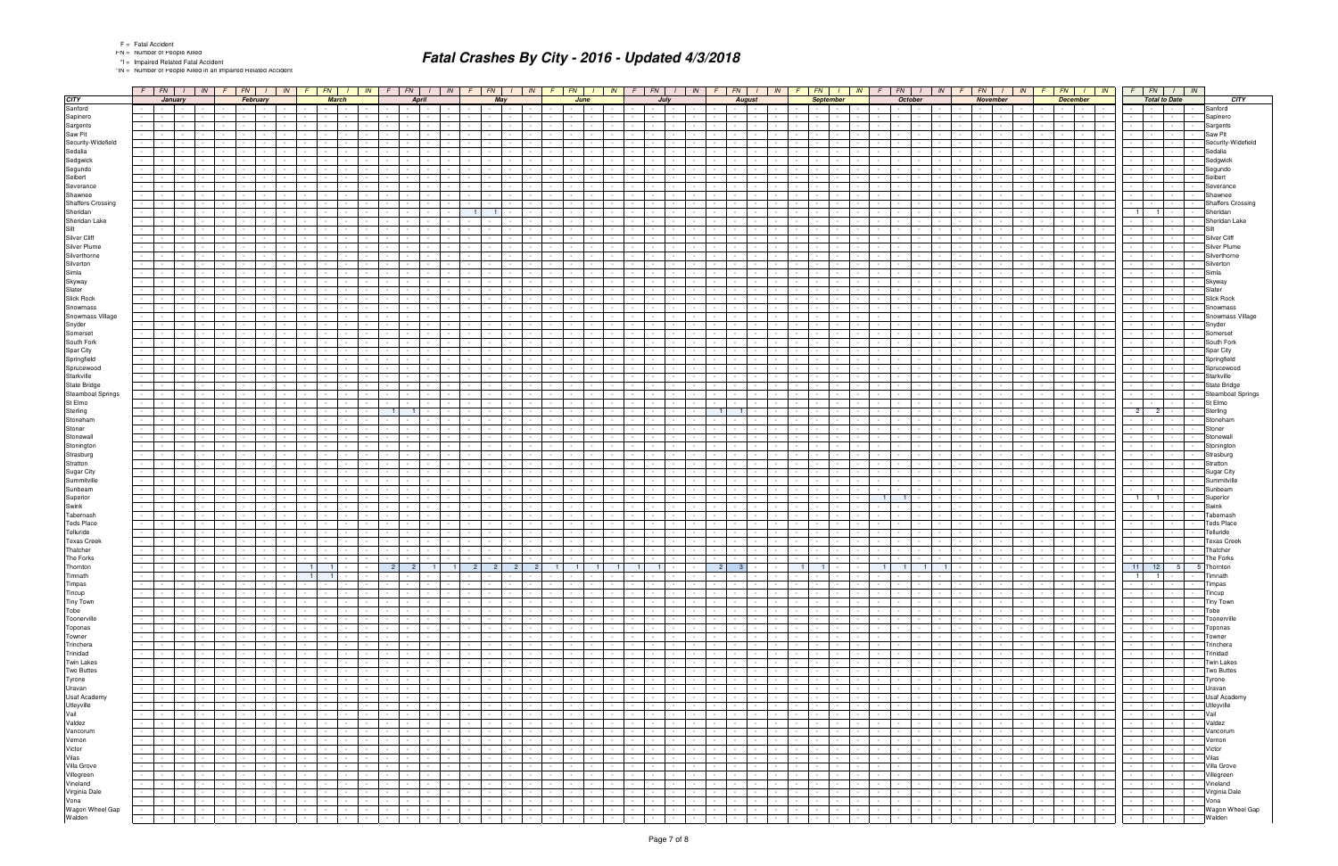F = Fatal Accident
FN = Number of People Killed
*I = Impaired Related Fatal Accident
*IN = Number of People Killed in an Impaired Related Accident

# Fatal Crashes By City - 2016 - Updated 4/3/2018

| | F | FN | I | IN | F | FN | I | IN | F | FN | I | IN | F | FN | I | IN | F | FN | I | IN | F | FN | I | IN | F | FN | I | IN | F | FN | I | IN | F | FN | I | IN | F | FN | I | IN | F | FN | I | IN | F | FN | I | IN | F | FN | I | IN | |
|---|---|---|---|---|---|---|---|---|---|---|---|---|---|---|---|---|---|---|---|---|---|---|---|---|---|---|---|---|---|---|---|---|---|---|---|---|---|---|---|---|---|---|---|---|---|---|---|---|---|---|---|---|---|---|---|---|---|
| **CITY** | January | | | | February | | | | March | | | | April | | | | May | | | | June | | | | July | | | | August | | | | September | | | | October | | | | November | | | | December | | | | Total to Date | | | | **CITY** |
| Sanford | - | - | - | - | - | - | - | - | - | - | - | - | - | - | - | - | - | - | - | - | - | - | - | - | - | - | - | - | - | - | - | - | - | - | - | - | - | - | - | - | - | - | - | - | - | - | - | - | - | - | - | - | Sanford |
| Sapinero | - | - | - | - | - | - | - | - | - | - | - | - | - | - | - | - | - | - | - | - | - | - | - | - | - | - | - | - | - | - | - | - | - | - | - | - | - | - | - | - | - | - | - | - | - | - | - | - | - | - | - | - | Sapinero |
| Sargents | - | - | - | - | - | - | - | - | - | - | - | - | - | - | - | - | - | - | - | - | - | - | - | - | - | - | - | - | - | - | - | - | - | - | - | - | - | - | - | - | - | - | - | - | - | - | - | - | - | - | - | - | Sargents |
| Saw Pit | - | - | - | - | - | - | - | - | - | - | - | - | - | - | - | - | - | - | - | - | - | - | - | - | - | - | - | - | - | - | - | - | - | - | - | - | - | - | - | - | - | - | - | - | - | - | - | - | - | - | - | - | Saw Pit |
| Security-Widefield | - | - | - | - | - | - | - | - | - | - | - | - | - | - | - | - | - | - | - | - | - | - | - | - | - | - | - | - | - | - | - | - | - | - | - | - | - | - | - | - | - | - | - | - | - | - | - | - | - | - | - | - | Security-Widefield |
| Sedalia | - | - | - | - | - | - | - | - | - | - | - | - | - | - | - | - | - | - | - | - | - | - | - | - | - | - | - | - | - | - | - | - | - | - | - | - | - | - | - | - | - | - | - | - | - | - | - | - | - | - | - | - | Sedalia |
| Sedgwick | - | - | - | - | - | - | - | - | - | - | - | - | - | - | - | - | - | - | - | - | - | - | - | - | - | - | - | - | - | - | - | - | - | - | - | - | - | - | - | - | - | - | - | - | - | - | - | - | - | - | - | - | Sedgwick |
| Segundo | - | - | - | - | - | - | - | - | - | - | - | - | - | - | - | - | - | - | - | - | - | - | - | - | - | - | - | - | - | - | - | - | - | - | - | - | - | - | - | - | - | - | - | - | - | - | - | - | - | - | - | - | Segundo |
| Seibert | - | - | - | - | - | - | - | - | - | - | - | - | - | - | - | - | - | - | - | - | - | - | - | - | - | - | - | - | - | - | - | - | - | - | - | - | - | - | - | - | - | - | - | - | - | - | - | - | - | - | - | - | Seibert |
| Severance | - | - | - | - | - | - | - | - | - | - | - | - | - | - | - | - | - | - | - | - | - | - | - | - | - | - | - | - | - | - | - | - | - | - | - | - | - | - | - | - | - | - | - | - | - | - | - | - | - | - | - | - | Severance |
| Shawnee | - | - | - | - | - | - | - | - | - | - | - | - | - | - | - | - | - | - | - | - | - | - | - | - | - | - | - | - | - | - | - | - | - | - | - | - | - | - | - | - | - | - | - | - | - | - | - | - | - | - | - | - | Shawnee |
| Shaffers Crossing | - | - | - | - | - | - | - | - | - | - | - | - | - | - | - | - | - | - | - | - | - | - | - | - | - | - | - | - | - | - | - | - | - | - | - | - | - | - | - | - | - | - | - | - | - | - | - | - | - | - | - | - | Shaffers Crossing |
| Sheridan | - | - | - | - | - | - | - | - | - | - | - | - | - | - | - | - | 1 | 1 | - | - | - | - | - | - | - | - | - | - | - | - | - | - | - | - | - | - | - | - | - | - | - | - | - | - | - | - | - | - | 1 | 1 | - | - | Sheridan |
| Sheridan Lake | - | - | - | - | - | - | - | - | - | - | - | - | - | - | - | - | - | - | - | - | - | - | - | - | - | - | - | - | - | - | - | - | - | - | - | - | - | - | - | - | - | - | - | - | - | - | - | - | - | - | - | - | Sheridan Lake |
| Silt | - | - | - | - | - | - | - | - | - | - | - | - | - | - | - | - | - | - | - | - | - | - | - | - | - | - | - | - | - | - | - | - | - | - | - | - | - | - | - | - | - | - | - | - | - | - | - | - | - | - | - | - | Silt |
| Silver Cliff | - | - | - | - | - | - | - | - | - | - | - | - | - | - | - | - | - | - | - | - | - | - | - | - | - | - | - | - | - | - | - | - | - | - | - | - | - | - | - | - | - | - | - | - | - | - | - | - | - | - | - | - | Silver Cliff |
| Silver Plume | - | - | - | - | - | - | - | - | - | - | - | - | - | - | - | - | - | - | - | - | - | - | - | - | - | - | - | - | - | - | - | - | - | - | - | - | - | - | - | - | - | - | - | - | - | - | - | - | - | - | - | - | Silver Plume |
| Silverthorne | - | - | - | - | - | - | - | - | - | - | - | - | - | - | - | - | - | - | - | - | - | - | - | - | - | - | - | - | - | - | - | - | - | - | - | - | - | - | - | - | - | - | - | - | - | - | - | - | - | - | - | - | Silverthorne |
| Silverton | - | - | - | - | - | - | - | - | - | - | - | - | - | - | - | - | - | - | - | - | - | - | - | - | - | - | - | - | - | - | - | - | - | - | - | - | - | - | - | - | - | - | - | - | - | - | - | - | - | - | - | - | Silverton |
| Simla | - | - | - | - | - | - | - | - | - | - | - | - | - | - | - | - | - | - | - | - | - | - | - | - | - | - | - | - | - | - | - | - | - | - | - | - | - | - | - | - | - | - | - | - | - | - | - | - | - | - | - | - | Simla |
| Skyway | - | - | - | - | - | - | - | - | - | - | - | - | - | - | - | - | - | - | - | - | - | - | - | - | - | - | - | - | - | - | - | - | - | - | - | - | - | - | - | - | - | - | - | - | - | - | - | - | - | - | - | - | Skyway |
| Slater | - | - | - | - | - | - | - | - | - | - | - | - | - | - | - | - | - | - | - | - | - | - | - | - | - | - | - | - | - | - | - | - | - | - | - | - | - | - | - | - | - | - | - | - | - | - | - | - | - | - | - | - | Slater |
| Slick Rock | - | - | - | - | - | - | - | - | - | - | - | - | - | - | - | - | - | - | - | - | - | - | - | - | - | - | - | - | - | - | - | - | - | - | - | - | - | - | - | - | - | - | - | - | - | - | - | - | - | - | - | - | Slick Rock |
| Snowmass | - | - | - | - | - | - | - | - | - | - | - | - | - | - | - | - | - | - | - | - | - | - | - | - | - | - | - | - | - | - | - | - | - | - | - | - | - | - | - | - | - | - | - | - | - | - | - | - | - | - | - | - | Snowmass |
| Snowmass Village | - | - | - | - | - | - | - | - | - | - | - | - | - | - | - | - | - | - | - | - | - | - | - | - | - | - | - | - | - | - | - | - | - | - | - | - | - | - | - | - | - | - | - | - | - | - | - | - | - | - | - | - | Snowmass Village |
| Snyder | - | - | - | - | - | - | - | - | - | - | - | - | - | - | - | - | - | - | - | - | - | - | - | - | - | - | - | - | - | - | - | - | - | - | - | - | - | - | - | - | - | - | - | - | - | - | - | - | - | - | - | - | Snyder |
| Somerset | - | - | - | - | - | - | - | - | - | - | - | - | - | - | - | - | - | - | - | - | - | - | - | - | - | - | - | - | - | - | - | - | - | - | - | - | - | - | - | - | - | - | - | - | - | - | - | - | - | - | - | - | Somerset |
| South Fork | - | - | - | - | - | - | - | - | - | - | - | - | - | - | - | - | - | - | - | - | - | - | - | - | - | - | - | - | - | - | - | - | - | - | - | - | - | - | - | - | - | - | - | - | - | - | - | - | - | - | - | - | South Fork |
| Spar City | - | - | - | - | - | - | - | - | - | - | - | - | - | - | - | - | - | - | - | - | - | - | - | - | - | - | - | - | - | - | - | - | - | - | - | - | - | - | - | - | - | - | - | - | - | - | - | - | - | - | - | - | Spar City |
| Springfield | - | - | - | - | - | - | - | - | - | - | - | - | - | - | - | - | - | - | - | - | - | - | - | - | - | - | - | - | - | - | - | - | - | - | - | - | - | - | - | - | - | - | - | - | - | - | - | - | - | - | - | - | Springfield |
| Sprucewood | - | - | - | - | - | - | - | - | - | - | - | - | - | - | - | - | - | - | - | - | - | - | - | - | - | - | - | - | - | - | - | - | - | - | - | - | - | - | - | - | - | - | - | - | - | - | - | - | - | - | - | - | Sprucewood |
| Starkville | - | - | - | - | - | - | - | - | - | - | - | - | - | - | - | - | - | - | - | - | - | - | - | - | - | - | - | - | - | - | - | - | - | - | - | - | - | - | - | - | - | - | - | - | - | - | - | - | - | - | - | - | Starkville |
| State Bridge | - | - | - | - | - | - | - | - | - | - | - | - | - | - | - | - | - | - | - | - | - | - | - | - | - | - | - | - | - | - | - | - | - | - | - | - | - | - | - | - | - | - | - | - | - | - | - | - | - | - | - | - | State Bridge |
| Steamboat Springs | - | - | - | - | - | - | - | - | - | - | - | - | - | - | - | - | - | - | - | - | - | - | - | - | - | - | - | - | - | - | - | - | - | - | - | - | - | - | - | - | - | - | - | - | - | - | - | - | - | - | - | - | Steamboat Springs |
| St Elmo | - | - | - | - | - | - | - | - | - | - | - | - | - | - | - | - | - | - | - | - | - | - | - | - | - | - | - | - | - | - | - | - | - | - | - | - | - | - | - | - | - | - | - | - | - | - | - | - | - | - | - | - | St Elmo |
| Sterling | - | - | - | - | - | - | - | - | - | - | - | - | 1 | 1 | - | - | - | - | - | - | - | - | - | - | - | - | - | - | 1 | 1 | - | - | - | - | - | - | - | - | - | - | - | - | - | - | - | - | - | - | 2 | 2 | - | - | Sterling |
| Stoneham | - | - | - | - | - | - | - | - | - | - | - | - | - | - | - | - | - | - | - | - | - | - | - | - | - | - | - | - | - | - | - | - | - | - | - | - | - | - | - | - | - | - | - | - | - | - | - | - | - | - | - | - | Stoneham |
| Stoner | - | - | - | - | - | - | - | - | - | - | - | - | - | - | - | - | - | - | - | - | - | - | - | - | - | - | - | - | - | - | - | - | - | - | - | - | - | - | - | - | - | - | - | - | - | - | - | - | - | - | - | - | Stoner |
| Stonewall | - | - | - | - | - | - | - | - | - | - | - | - | - | - | - | - | - | - | - | - | - | - | - | - | - | - | - | - | - | - | - | - | - | - | - | - | - | - | - | - | - | - | - | - | - | - | - | - | - | - | - | - | Stonewall |
| Stonington | - | - | - | - | - | - | - | - | - | - | - | - | - | - | - | - | - | - | - | - | - | - | - | - | - | - | - | - | - | - | - | - | - | - | - | - | - | - | - | - | - | - | - | - | - | - | - | - | - | - | - | - | Stonington |
| Strasburg | - | - | - | - | - | - | - | - | - | - | - | - | - | - | - | - | - | - | - | - | - | - | - | - | - | - | - | - | - | - | - | - | - | - | - | - | - | - | - | - | - | - | - | - | - | - | - | - | - | - | - | - | Strasburg |
| Stratton | - | - | - | - | - | - | - | - | - | - | - | - | - | - | - | - | - | - | - | - | - | - | - | - | - | - | - | - | - | - | - | - | - | - | - | - | - | - | - | - | - | - | - | - | - | - | - | - | - | - | - | - | Stratton |
| Sugar City | - | - | - | - | - | - | - | - | - | - | - | - | - | - | - | - | - | - | - | - | - | - | - | - | - | - | - | - | - | - | - | - | - | - | - | - | - | - | - | - | - | - | - | - | - | - | - | - | - | - | - | - | Sugar City |
| Summitville | - | - | - | - | - | - | - | - | - | - | - | - | - | - | - | - | - | - | - | - | - | - | - | - | - | - | - | - | - | - | - | - | - | - | - | - | - | - | - | - | - | - | - | - | - | - | - | - | - | - | - | - | Summitville |
| Sunbeam | - | - | - | - | - | - | - | - | - | - | - | - | - | - | - | - | - | - | - | - | - | - | - | - | - | - | - | - | - | - | - | - | - | - | - | - | - | - | - | - | - | - | - | - | - | - | - | - | - | - | - | - | Sunbeam |
| Superior | - | - | - | - | - | - | - | - | - | - | - | - | - | - | - | - | - | - | - | - | - | - | - | - | - | - | - | - | - | - | - | - | - | - | - | - | 1 | 1 | - | - | - | - | - | - | - | - | - | - | 1 | 1 | - | - | Superior |
| Swink | - | - | - | - | - | - | - | - | - | - | - | - | - | - | - | - | - | - | - | - | - | - | - | - | - | - | - | - | - | - | - | - | - | - | - | - | - | - | - | - | - | - | - | - | - | - | - | - | - | - | - | - | Swink |
| Tabernash | - | - | - | - | - | - | - | - | - | - | - | - | - | - | - | - | - | - | - | - | - | - | - | - | - | - | - | - | - | - | - | - | - | - | - | - | - | - | - | - | - | - | - | - | - | - | - | - | - | - | - | - | Tabernash |
| Teds Place | - | - | - | - | - | - | - | - | - | - | - | - | - | - | - | - | - | - | - | - | - | - | - | - | - | - | - | - | - | - | - | - | - | - | - | - | - | - | - | - | - | - | - | - | - | - | - | - | - | - | - | - | Teds Place |
| Telluride | - | - | - | - | - | - | - | - | - | - | - | - | - | - | - | - | - | - | - | - | - | - | - | - | - | - | - | - | - | - | - | - | - | - | - | - | - | - | - | - | - | - | - | - | - | - | - | - | - | - | - | - | Telluride |
| Texas Creek | - | - | - | - | - | - | - | - | - | - | - | - | - | - | - | - | - | - | - | - | - | - | - | - | - | - | - | - | - | - | - | - | - | - | - | - | - | - | - | - | - | - | - | - | - | - | - | - | - | - | - | - | Texas Creek |
| Thatcher | - | - | - | - | - | - | - | - | - | - | - | - | - | - | - | - | - | - | - | - | - | - | - | - | - | - | - | - | - | - | - | - | - | - | - | - | - | - | - | - | - | - | - | - | - | - | - | - | - | - | - | - | Thatcher |
| The Forks | - | - | - | - | - | - | - | - | - | - | - | - | - | - | - | - | - | - | - | - | - | - | - | - | - | - | - | - | - | - | - | - | - | - | - | - | - | - | - | - | - | - | - | - | - | - | - | - | - | - | - | - | The Forks |
| Thornton | - | - | - | - | - | - | - | - | 1 | 1 | - | - | 2 | 2 | 1 | 1 | 2 | 2 | 2 | 2 | 1 | 1 | 1 | 1 | 1 | 1 | - | - | 2 | 3 | - | - | 1 | 1 | - | - | 1 | 1 | 1 | 1 | - | - | - | - | - | - | - | - | 11 | 12 | 5 | 5 | Thornton |
| Timnath | - | - | - | - | - | - | - | - | 1 | 1 | - | - | - | - | - | - | - | - | - | - | - | - | - | - | - | - | - | - | - | - | - | - | - | - | - | - | - | - | - | - | - | - | - | - | - | - | - | - | 1 | 1 | - | - | Timnath |
| Timpas | - | - | - | - | - | - | - | - | - | - | - | - | - | - | - | - | - | - | - | - | - | - | - | - | - | - | - | - | - | - | - | - | - | - | - | - | - | - | - | - | - | - | - | - | - | - | - | - | - | - | - | - | Timpas |
| Tincup | - | - | - | - | - | - | - | - | - | - | - | - | - | - | - | - | - | - | - | - | - | - | - | - | - | - | - | - | - | - | - | - | - | - | - | - | - | - | - | - | - | - | - | - | - | - | - | - | - | - | - | - | Tincup |
| Tiny Town | - | - | - | - | - | - | - | - | - | - | - | - | - | - | - | - | - | - | - | - | - | - | - | - | - | - | - | - | - | - | - | - | - | - | - | - | - | - | - | - | - | - | - | - | - | - | - | - | - | - | - | - | Tiny Town |
| Tobe | - | - | - | - | - | - | - | - | - | - | - | - | - | - | - | - | - | - | - | - | - | - | - | - | - | - | - | - | - | - | - | - | - | - | - | - | - | - | - | - | - | - | - | - | - | - | - | - | - | - | - | - | Tobe |
| Toonerville | - | - | - | - | - | - | - | - | - | - | - | - | - | - | - | - | - | - | - | - | - | - | - | - | - | - | - | - | - | - | - | - | - | - | - | - | - | - | - | - | - | - | - | - | - | - | - | - | - | - | - | - | Toonerville |
| Toponas | - | - | - | - | - | - | - | - | - | - | - | - | - | - | - | - | - | - | - | - | - | - | - | - | - | - | - | - | - | - | - | - | - | - | - | - | - | - | - | - | - | - | - | - | - | - | - | - | - | - | - | - | Toponas |
| Towner | - | - | - | - | - | - | - | - | - | - | - | - | - | - | - | - | - | - | - | - | - | - | - | - | - | - | - | - | - | - | - | - | - | - | - | - | - | - | - | - | - | - | - | - | - | - | - | - | - | - | - | - | Towner |
| Trinchera | - | - | - | - | - | - | - | - | - | - | - | - | - | - | - | - | - | - | - | - | - | - | - | - | - | - | - | - | - | - | - | - | - | - | - | - | - | - | - | - | - | - | - | - | - | - | - | - | - | - | - | - | Trinchera |
| Trinidad | - | - | - | - | - | - | - | - | - | - | - | - | - | - | - | - | - | - | - | - | - | - | - | - | - | - | - | - | - | - | - | - | - | - | - | - | - | - | - | - | - | - | - | - | - | - | - | - | - | - | - | - | Trinidad |
| Twin Lakes | - | - | - | - | - | - | - | - | - | - | - | - | - | - | - | - | - | - | - | - | - | - | - | - | - | - | - | - | - | - | - | - | - | - | - | - | - | - | - | - | - | - | - | - | - | - | - | - | - | - | - | - | Twin Lakes |
| Two Buttes | - | - | - | - | - | - | - | - | - | - | - | - | - | - | - | - | - | - | - | - | - | - | - | - | - | - | - | - | - | - | - | - | - | - | - | - | - | - | - | - | - | - | - | - | - | - | - | - | - | - | - | - | Two Buttes |
| Tyrone | - | - | - | - | - | - | - | - | - | - | - | - | - | - | - | - | - | - | - | - | - | - | - | - | - | - | - | - | - | - | - | - | - | - | - | - | - | - | - | - | - | - | - | - | - | - | - | - | - | - | - | - | Tyrone |
| Uravan | - | - | - | - | - | - | - | - | - | - | - | - | - | - | - | - | - | - | - | - | - | - | - | - | - | - | - | - | - | - | - | - | - | - | - | - | - | - | - | - | - | - | - | - | - | - | - | - | - | - | - | - | Uravan |
| Usaf Academy | - | - | - | - | - | - | - | - | - | - | - | - | - | - | - | - | - | - | - | - | - | - | - | - | - | - | - | - | - | - | - | - | - | - | - | - | - | - | - | - | - | - | - | - | - | - | - | - | - | - | - | - | Usaf Academy |
| Utleyville | - | - | - | - | - | - | - | - | - | - | - | - | - | - | - | - | - | - | - | - | - | - | - | - | - | - | - | - | - | - | - | - | - | - | - | - | - | - | - | - | - | - | - | - | - | - | - | - | - | - | - | - | Utleyville |
| Vail | - | - | - | - | - | - | - | - | - | - | - | - | - | - | - | - | - | - | - | - | - | - | - | - | - | - | - | - | - | - | - | - | - | - | - | - | - | - | - | - | - | - | - | - | - | - | - | - | - | - | - | - | Vail |
| Valdez | - | - | - | - | - | - | - | - | - | - | - | - | - | - | - | - | - | - | - | - | - | - | - | - | - | - | - | - | - | - | - | - | - | - | - | - | - | - | - | - | - | - | - | - | - | - | - | - | - | - | - | - | Valdez |
| Vancorum | - | - | - | - | - | - | - | - | - | - | - | - | - | - | - | - | - | - | - | - | - | - | - | - | - | - | - | - | - | - | - | - | - | - | - | - | - | - | - | - | - | - | - | - | - | - | - | - | - | - | - | - | Vancorum |
| Vernon | - | - | - | - | - | - | - | - | - | - | - | - | - | - | - | - | - | - | - | - | - | - | - | - | - | - | - | - | - | - | - | - | - | - | - | - | - | - | - | - | - | - | - | - | - | - | - | - | - | - | - | - | Vernon |
| Victor | - | - | - | - | - | - | - | - | - | - | - | - | - | - | - | - | - | - | - | - | - | - | - | - | - | - | - | - | - | - | - | - | - | - | - | - | - | - | - | - | - | - | - | - | - | - | - | - | - | - | - | - | Victor |
| Vilas | - | - | - | - | - | - | - | - | - | - | - | - | - | - | - | - | - | - | - | - | - | - | - | - | - | - | - | - | - | - | - | - | - | - | - | - | - | - | - | - | - | - | - | - | - | - | - | - | - | - | - | - | Vilas |
| Villa Grove | - | - | - | - | - | - | - | - | - | - | - | - | - | - | - | - | - | - | - | - | - | - | - | - | - | - | - | - | - | - | - | - | - | - | - | - | - | - | - | - | - | - | - | - | - | - | - | - | - | - | - | - | Villa Grove |
| Villegreen | - | - | - | - | - | - | - | - | - | - | - | - | - | - | - | - | - | - | - | - | - | - | - | - | - | - | - | - | - | - | - | - | - | - | - | - | - | - | - | - | - | - | - | - | - | - | - | - | - | - | - | - | Villegreen |
| Vineland | - | - | - | - | - | - | - | - | - | - | - | - | - | - | - | - | - | - | - | - | - | - | - | - | - | - | - | - | - | - | - | - | - | - | - | - | - | - | - | - | - | - | - | - | - | - | - | - | - | - | - | - | Vineland |
| Virginia Dale | - | - | - | - | - | - | - | - | - | - | - | - | - | - | - | - | - | - | - | - | - | - | - | - | - | - | - | - | - | - | - | - | - | - | - | - | - | - | - | - | - | - | - | - | - | - | - | - | - | - | - | - | Virginia Dale |
| Vona | - | - | - | - | - | - | - | - | - | - | - | - | - | - | - | - | - | - | - | - | - | - | - | - | - | - | - | - | - | - | - | - | - | - | - | - | - | - | - | - | - | - | - | - | - | - | - | - | - | - | - | - | Vona |
| Wagon Wheel Gap | - | - | - | - | - | - | - | - | - | - | - | - | - | - | - | - | - | - | - | - | - | - | - | - | - | - | - | - | - | - | - | - | - | - | - | - | - | - | - | - | - | - | - | - | - | - | - | - | - | - | - | - | Wagon Wheel Gap |
| Walden | - | - | - | - | - | - | - | - | - | - | - | - | - | - | - | - | - | - | - | - | - | - | - | - | - | - | - | - | - | - | - | - | - | - | - | - | - | - | - | - | - | - | - | - | - | - | - | - | - | - | - | - | Walden |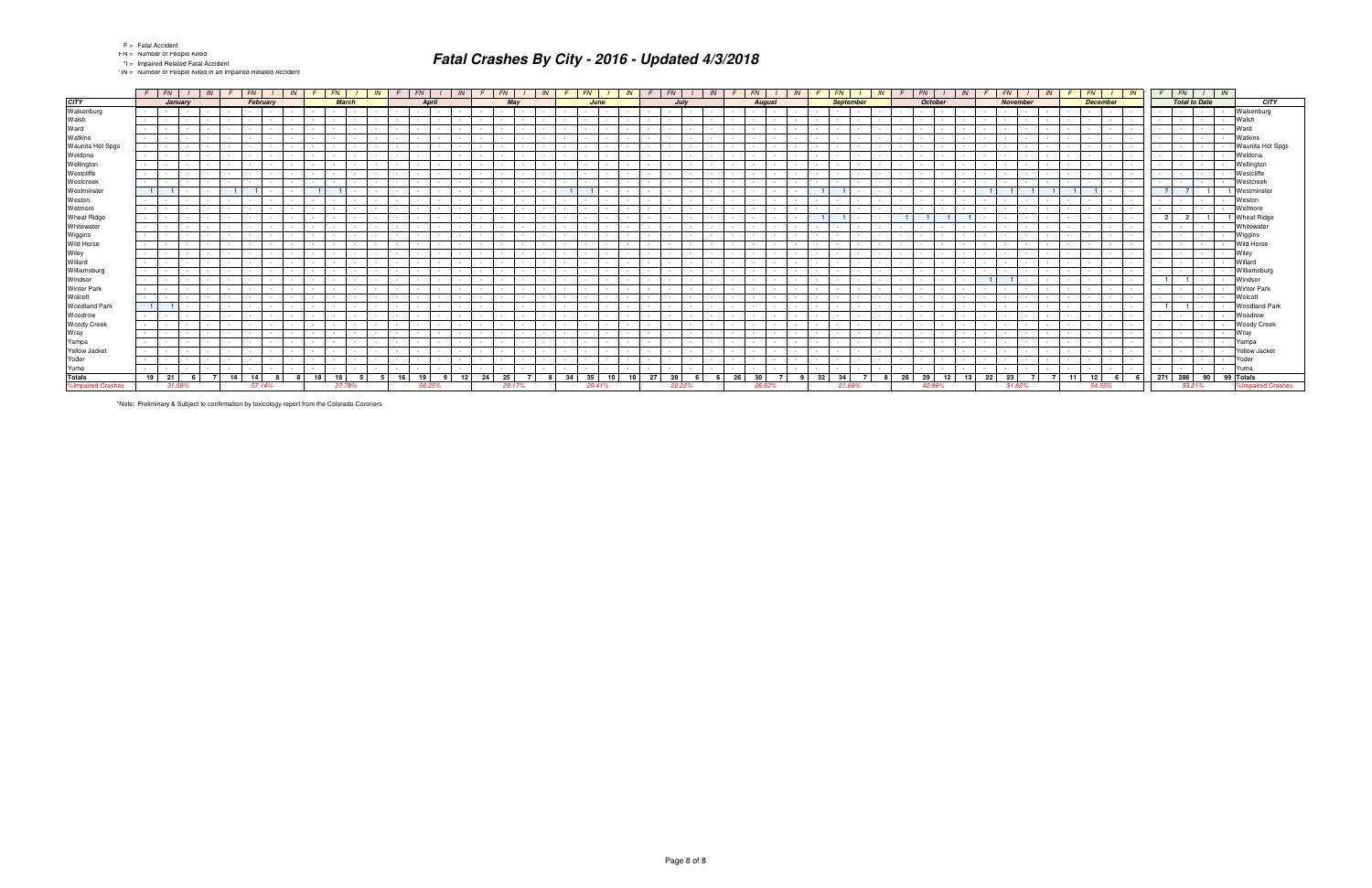F = Fatal Accident
FN = Number of People Killed
*I = Impaired Related Fatal Accident
*IN = Number of People Killed in an Impaired Related Accident

# Fatal Crashes By City - 2016 - Updated 4/3/2018

| | F | FN | I | IN | F | FN | I | IN | F | FN | I | IN | F | FN | I | IN | F | FN | I | IN | F | FN | I | IN | F | FN | I | IN | F | FN | I | IN | F | FN | I | IN | F | FN | I | IN | F | FN | I | IN | F | FN | I | IN | F | FN | I | IN | |
|---|---|---|---|---|---|---|---|---|---|---|---|---|---|---|---|---|---|---|---|---|---|---|---|---|---|---|---|---|---|---|---|---|---|---|---|---|---|---|---|---|---|---|---|---|---|---|---|---|---|---|---|---|---|---|---|---|---|
| CITY | January | | | | February | | | | March | | | | April | | | | May | | | | June | | | | July | | | | August | | | | September | | | | October | | | | November | | | | December | | | | Total to Date | | | | CITY |
| Walsenburg | - | - | - | - | - | - | - | - | - | - | - | - | - | - | - | - | - | - | - | - | - | - | - | - | - | - | - | - | - | - | - | - | - | - | - | - | - | - | - | - | - | - | - | - | - | - | - | - | - | - | - | - | - | - | - | - | Walsenburg |
| Walsh | - | - | - | - | - | - | - | - | - | - | - | - | - | - | - | - | - | - | - | - | - | - | - | - | - | - | - | - | - | - | - | - | - | - | - | - | - | - | - | - | - | - | - | - | - | - | - | - | - | - | - | - | - | - | - | - | Walsh |
| Ward | - | - | - | - | - | - | - | - | - | - | - | - | - | - | - | - | - | - | - | - | - | - | - | - | - | - | - | - | - | - | - | - | - | - | - | - | - | - | - | - | - | - | - | - | - | - | - | - | - | - | - | - | - | - | - | - | Ward |
| Watkins | - | - | - | - | - | - | - | - | - | - | - | - | - | - | - | - | - | - | - | - | - | - | - | - | - | - | - | - | - | - | - | - | - | - | - | - | - | - | - | - | - | - | - | - | - | - | - | - | - | - | - | - | - | - | - | - | Watkins |
| Waunita Hot Spgs | - | - | - | - | - | - | - | - | - | - | - | - | - | - | - | - | - | - | - | - | - | - | - | - | - | - | - | - | - | - | - | - | - | - | - | - | - | - | - | - | - | - | - | - | - | - | - | - | - | - | - | - | - | - | - | - | Waunita Hot Spgs |
| Weldona | - | - | - | - | - | - | - | - | - | - | - | - | - | - | - | - | - | - | - | - | - | - | - | - | - | - | - | - | - | - | - | - | - | - | - | - | - | - | - | - | - | - | - | - | - | - | - | - | - | - | - | - | - | - | - | - | Weldona |
| Wellington | - | - | - | - | - | - | - | - | - | - | - | - | - | - | - | - | - | - | - | - | - | - | - | - | - | - | - | - | - | - | - | - | - | - | - | - | - | - | - | - | - | - | - | - | - | - | - | - | - | - | - | - | - | - | - | - | Wellington |
| Westcliffe | - | - | - | - | - | - | - | - | - | - | - | - | - | - | - | - | - | - | - | - | - | - | - | - | - | - | - | - | - | - | - | - | - | - | - | - | - | - | - | - | - | - | - | - | - | - | - | - | - | - | - | - | - | - | - | - | Westcliffe |
| Westcreek | - | - | - | - | - | - | - | - | - | - | - | - | - | - | - | - | - | - | - | - | - | - | - | - | - | - | - | - | - | - | - | - | - | - | - | - | - | - | - | - | - | - | - | - | - | - | - | - | - | - | - | - | - | - | - | - | Westcreek |
| Westminster | 1 | 1 | - | - | 1 | 1 | - | - | 1 | 1 | - | - | - | - | - | - | - | - | - | - | 1 | 1 | - | - | - | - | - | - | - | - | - | - | 1 | 1 | - | - | - | - | - | - | 1 | 1 | 1 | 1 | 1 | 1 | - | - | 7 | 7 | 1 | 1 | Westminster |
| Weston | - | - | - | - | - | - | - | - | - | - | - | - | - | - | - | - | - | - | - | - | - | - | - | - | - | - | - | - | - | - | - | - | - | - | - | - | - | - | - | - | - | - | - | - | - | - | - | - | - | - | - | - | - | - | - | - | Weston |
| Wetmore | - | - | - | - | - | - | - | - | - | - | - | - | - | - | - | - | - | - | - | - | - | - | - | - | - | - | - | - | - | - | - | - | - | - | - | - | - | - | - | - | - | - | - | - | - | - | - | - | - | - | - | - | - | - | - | - | Wetmore |
| Wheat Ridge | - | - | - | - | - | - | - | - | - | - | - | - | - | - | - | - | - | - | - | - | - | - | - | - | - | - | - | - | - | - | - | - | 1 | 1 | - | - | 1 | 1 | 1 | 1 | - | - | - | - | - | - | - | - | 2 | 2 | 1 | 1 | Wheat Ridge |
| Whitewater | - | - | - | - | - | - | - | - | - | - | - | - | - | - | - | - | - | - | - | - | - | - | - | - | - | - | - | - | - | - | - | - | - | - | - | - | - | - | - | - | - | - | - | - | - | - | - | - | - | - | - | - | - | - | - | - | Whitewater |
| Wiggins | - | - | - | - | - | - | - | - | - | - | - | - | - | - | - | - | - | - | - | - | - | - | - | - | - | - | - | - | - | - | - | - | - | - | - | - | - | - | - | - | - | - | - | - | - | - | - | - | - | - | - | - | - | - | - | - | Wiggins |
| Wild Horse | - | - | - | - | - | - | - | - | - | - | - | - | - | - | - | - | - | - | - | - | - | - | - | - | - | - | - | - | - | - | - | - | - | - | - | - | - | - | - | - | - | - | - | - | - | - | - | - | - | - | - | - | - | - | - | - | Wild Horse |
| Wiley | - | - | - | - | - | - | - | - | - | - | - | - | - | - | - | - | - | - | - | - | - | - | - | - | - | - | - | - | - | - | - | - | - | - | - | - | - | - | - | - | - | - | - | - | - | - | - | - | - | - | - | - | - | - | - | - | Wiley |
| Willard | - | - | - | - | - | - | - | - | - | - | - | - | - | - | - | - | - | - | - | - | - | - | - | - | - | - | - | - | - | - | - | - | - | - | - | - | - | - | - | - | - | - | - | - | - | - | - | - | - | - | - | - | - | - | - | - | Willard |
| Williamsburg | - | - | - | - | - | - | - | - | - | - | - | - | - | - | - | - | - | - | - | - | - | - | - | - | - | - | - | - | - | - | - | - | - | - | - | - | - | - | - | - | - | - | - | - | - | - | - | - | - | - | - | - | - | - | - | - | Williamsburg |
| Windsor | - | - | - | - | - | - | - | - | - | - | - | - | - | - | - | - | - | - | - | - | - | - | - | - | - | - | - | - | - | - | - | - | - | - | - | - | - | - | - | - | 1 | 1 | - | - | - | - | - | - | 1 | 1 | - | - | Windsor |
| Winter Park | - | - | - | - | - | - | - | - | - | - | - | - | - | - | - | - | - | - | - | - | - | - | - | - | - | - | - | - | - | - | - | - | - | - | - | - | - | - | - | - | - | - | - | - | - | - | - | - | - | - | - | - | - | - | - | - | Winter Park |
| Wolcott | - | - | - | - | - | - | - | - | - | - | - | - | - | - | - | - | - | - | - | - | - | - | - | - | - | - | - | - | - | - | - | - | - | - | - | - | - | - | - | - | - | - | - | - | - | - | - | - | - | - | - | - | - | - | - | - | Wolcott |
| Woodland Park | 1 | 1 | - | - | - | - | - | - | - | - | - | - | - | - | - | - | - | - | - | - | - | - | - | - | - | - | - | - | - | - | - | - | - | - | - | - | - | - | - | - | - | - | - | - | - | - | - | - | 1 | 1 | - | - | Woodland Park |
| Woodrow | - | - | - | - | - | - | - | - | - | - | - | - | - | - | - | - | - | - | - | - | - | - | - | - | - | - | - | - | - | - | - | - | - | - | - | - | - | - | - | - | - | - | - | - | - | - | - | - | - | - | - | - | - | - | - | - | Woodrow |
| Woody Creek | - | - | - | - | - | - | - | - | - | - | - | - | - | - | - | - | - | - | - | - | - | - | - | - | - | - | - | - | - | - | - | - | - | - | - | - | - | - | - | - | - | - | - | - | - | - | - | - | - | - | - | - | - | - | - | - | Woody Creek |
| Wray | - | - | - | - | - | - | - | - | - | - | - | - | - | - | - | - | - | - | - | - | - | - | - | - | - | - | - | - | - | - | - | - | - | - | - | - | - | - | - | - | - | - | - | - | - | - | - | - | - | - | - | - | - | - | - | - | Wray |
| Yampa | - | - | - | - | - | - | - | - | - | - | - | - | - | - | - | - | - | - | - | - | - | - | - | - | - | - | - | - | - | - | - | - | - | - | - | - | - | - | - | - | - | - | - | - | - | - | - | - | - | - | - | - | - | - | - | - | Yampa |
| Yellow Jacket | - | - | - | - | - | - | - | - | - | - | - | - | - | - | - | - | - | - | - | - | - | - | - | - | - | - | - | - | - | - | - | - | - | - | - | - | - | - | - | - | - | - | - | - | - | - | - | - | - | - | - | - | - | - | - | - | Yellow Jacket |
| Yoder | - | - | - | - | - | - | - | - | - | - | - | - | - | - | - | - | - | - | - | - | - | - | - | - | - | - | - | - | - | - | - | - | - | - | - | - | - | - | - | - | - | - | - | - | - | - | - | - | - | - | - | - | - | - | - | - | Yoder |
| Yuma | - | - | - | - | - | - | - | - | - | - | - | - | - | - | - | - | - | - | - | - | - | - | - | - | - | - | - | - | - | - | - | - | - | - | - | - | - | - | - | - | - | - | - | - | - | - | - | - | - | - | - | - | - | - | - | - | Yuma |
| Totals | 19 | 21 | 6 | 7 | 14 | 14 | 8 | 8 | 18 | 18 | 5 | 5 | 16 | 19 | 9 | 12 | 24 | 25 | 7 | 8 | 34 | 35 | 10 | 10 | 27 | 28 | 6 | 6 | 26 | 30 | 7 | 9 | 32 | 34 | 7 | 8 | 28 | 29 | 12 | 13 | 22 | 23 | 7 | 7 | 11 | 12 | 6 | 6 | 271 | 288 | 90 | 99 | Totals |
| %Impaired Crashes | 31.58% | | | | 57.14% | | | | 27.78% | | | | 56.25% | | | | 29.17% | | | | 29.41% | | | | 22.22% | | | | 26.92% | | | | 21.88% | | | | 42.86% | | | | 31.82% | | | | 54.55% | | | | 33.21% | | | | %Impaired Crashes |

*Note: Preliminary & Subject to confirmation by toxicology report from the Colorado Coroners